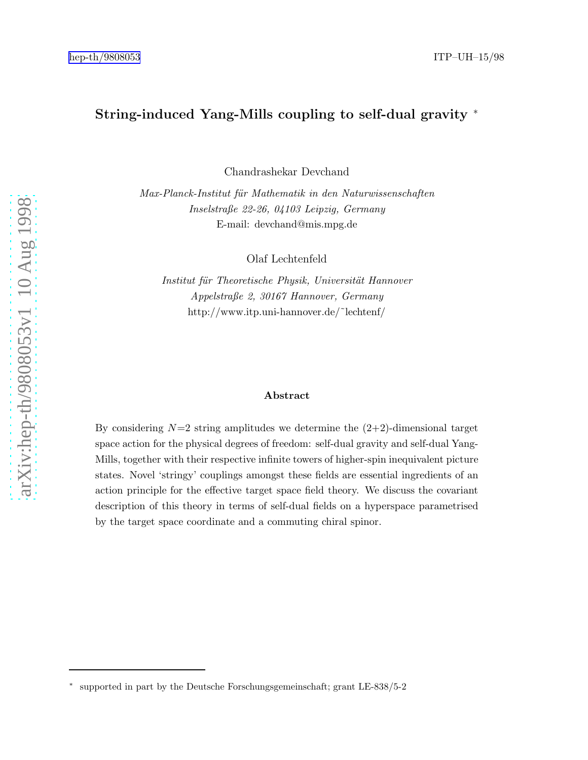hep-th/9808053 ITP–UH–15/98

# String-induced Yang-Mills coupling to self-dual gravity [*]

Chandrashekar Devchand

*Max-Planck-Institut für Mathematik in den Naturwissenschaften*
*Inselstraße 22-26, 04103 Leipzig, Germany*
E-mail: devchand@mis.mpg.de

Olaf Lechtenfeld

*Institut für Theoretische Physik, Universität Hannover*
*Appelstraße 2, 30167 Hannover, Germany*
http://www.itp.uni-hannover.de/˜lechtenf/

### Abstract

By considering $N$=2 string amplitudes we determine the (2+2)-dimensional target space action for the physical degrees of freedom: self-dual gravity and self-dual Yang-Mills, together with their respective infinite towers of higher-spin inequivalent picture states. Novel 'stringy' couplings amongst these fields are essential ingredients of an action principle for the effective target space field theory. We discuss the covariant description of this theory in terms of self-dual fields on a hyperspace parametrised by the target space coordinate and a commuting chiral spinor.

[*] supported in part by the Deutsche Forschungsgemeinschaft; grant LE-838/5-2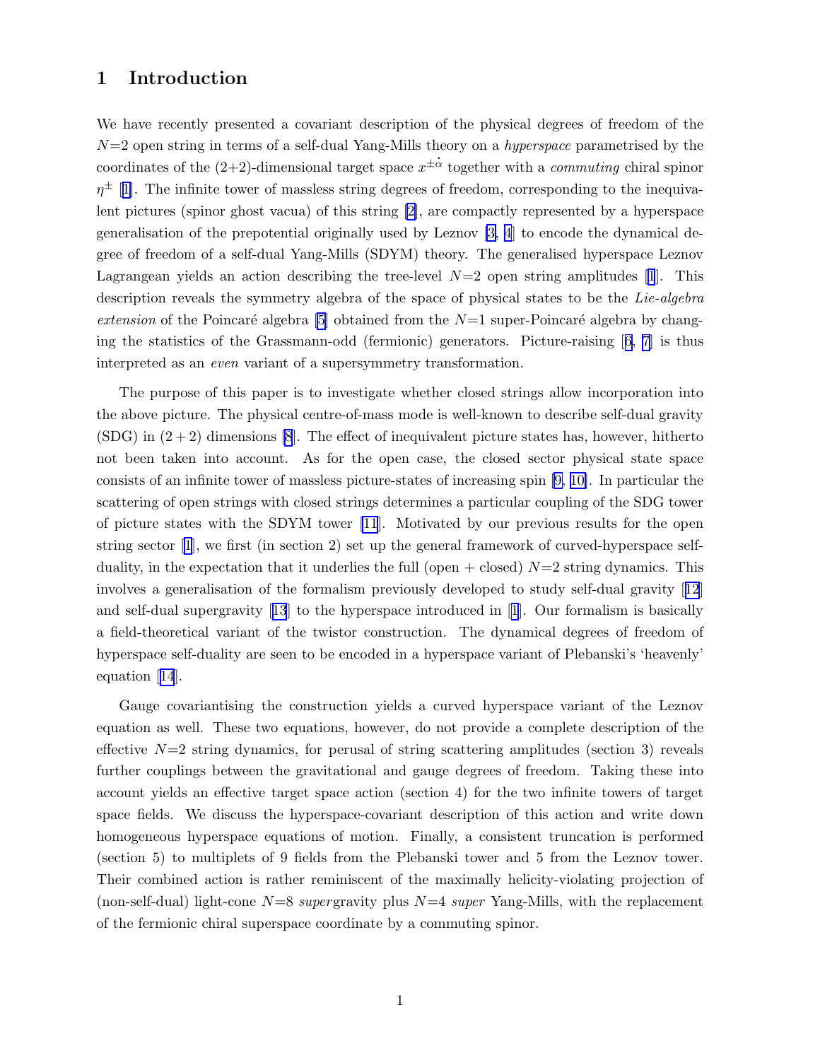# 1 Introduction

We have recently presented a covariant description of the physical degrees of freedom of the $N$=2 open string in terms of a self-dual Yang-Mills theory on a *hyperspace* parametrised by the coordinates of the (2+2)-dimensional target space $x^{\pm\dot{\alpha}}$ together with a *commuting* chiral spinor $\eta^{\pm}$ [1]. The infinite tower of massless string degrees of freedom, corresponding to the inequivalent pictures (spinor ghost vacua) of this string [2], are compactly represented by a hyperspace generalisation of the prepotential originally used by Leznov [3, 4] to encode the dynamical degree of freedom of a self-dual Yang-Mills (SDYM) theory. The generalised hyperspace Leznov Lagrangean yields an action describing the tree-level $N$=2 open string amplitudes [1]. This description reveals the symmetry algebra of the space of physical states to be the *Lie-algebra extension* of the Poincaré algebra [5] obtained from the $N$=1 super-Poincaré algebra by changing the statistics of the Grassmann-odd (fermionic) generators. Picture-raising [6, 7] is thus interpreted as an *even* variant of a supersymmetry transformation.

The purpose of this paper is to investigate whether closed strings allow incorporation into the above picture. The physical centre-of-mass mode is well-known to describe self-dual gravity (SDG) in $(2+2)$ dimensions [8]. The effect of inequivalent picture states has, however, hitherto not been taken into account. As for the open case, the closed sector physical state space consists of an infinite tower of massless picture-states of increasing spin [9, 10]. In particular the scattering of open strings with closed strings determines a particular coupling of the SDG tower of picture states with the SDYM tower [11]. Motivated by our previous results for the open string sector [1], we first (in section 2) set up the general framework of curved-hyperspace self-duality, in the expectation that it underlies the full (open + closed) $N$=2 string dynamics. This involves a generalisation of the formalism previously developed to study self-dual gravity [12] and self-dual supergravity [13] to the hyperspace introduced in [1]. Our formalism is basically a field-theoretical variant of the twistor construction. The dynamical degrees of freedom of hyperspace self-duality are seen to be encoded in a hyperspace variant of Plebanski's 'heavenly' equation [14].

Gauge covariantising the construction yields a curved hyperspace variant of the Leznov equation as well. These two equations, however, do not provide a complete description of the effective $N$=2 string dynamics, for perusal of string scattering amplitudes (section 3) reveals further couplings between the gravitational and gauge degrees of freedom. Taking these into account yields an effective target space action (section 4) for the two infinite towers of target space fields. We discuss the hyperspace-covariant description of this action and write down homogeneous hyperspace equations of motion. Finally, a consistent truncation is performed (section 5) to multiplets of 9 fields from the Plebanski tower and 5 from the Leznov tower. Their combined action is rather reminiscent of the maximally helicity-violating projection of (non-self-dual) light-cone $N$=8 *super*gravity plus $N$=4 *super* Yang-Mills, with the replacement of the fermionic chiral superspace coordinate by a commuting spinor.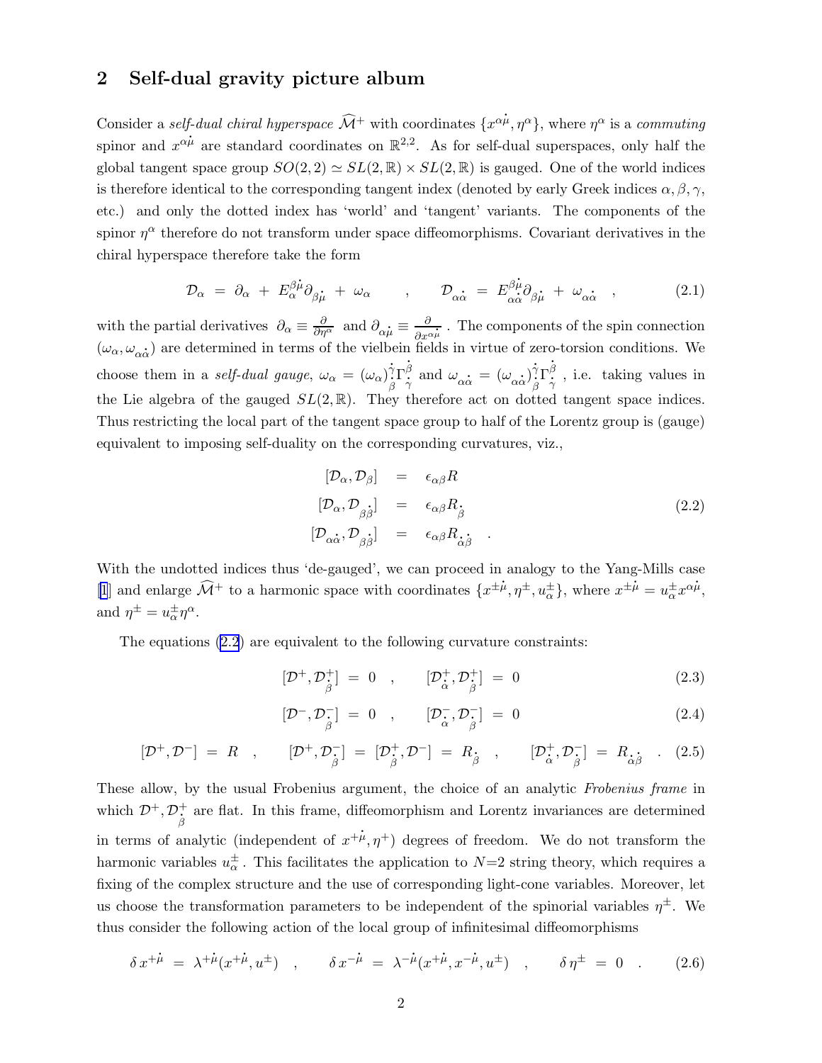## 2 Self-dual gravity picture album

Consider a *self-dual chiral hyperspace* $\widehat{\mathcal{M}}^+$ with coordinates $\{x^{\alpha\dot{\mu}}, \eta^\alpha\}$, where $\eta^\alpha$ is a *commuting* spinor and $x^{\alpha\dot{\mu}}$ are standard coordinates on $\mathbb{R}^{2,2}$. As for self-dual superspaces, only half the global tangent space group $SO(2,2) \simeq SL(2,\mathbb{R}) \times SL(2,\mathbb{R})$ is gauged. One of the world indices is therefore identical to the corresponding tangent index (denoted by early Greek indices $\alpha, \beta, \gamma$, etc.) and only the dotted index has 'world' and 'tangent' variants. The components of the spinor $\eta^\alpha$ therefore do not transform under space diffeomorphisms. Covariant derivatives in the chiral hyperspace therefore take the form

$$\mathcal{D}_\alpha \;=\; \partial_\alpha \;+\; E_\alpha^{\beta\dot{\mu}}\partial_{\beta\dot{\mu}} \;+\; \omega_\alpha \qquad , \qquad \mathcal{D}_{\alpha\dot{\alpha}} \;=\; E_{\alpha\dot{\alpha}}^{\beta\dot{\mu}}\partial_{\beta\dot{\mu}} \;+\; \omega_{\alpha\dot{\alpha}} \quad , \tag{2.1}$$

with the partial derivatives $\partial_\alpha \equiv \frac{\partial}{\partial\eta^\alpha}$ and $\partial_{\alpha\dot{\mu}} \equiv \frac{\partial}{\partial x^{\alpha\dot{\mu}}}$ . The components of the spin connection $(\omega_\alpha, \omega_{\alpha\dot{\alpha}})$ are determined in terms of the vielbein fields in virtue of zero-torsion conditions. We choose them in a *self-dual gauge*, $\omega_\alpha = (\omega_\alpha)_{\dot{\beta}}^{\dot{\gamma}}\Gamma_{\dot{\gamma}}^{\dot{\beta}}$ and $\omega_{\alpha\dot{\alpha}} = (\omega_{\alpha\dot{\alpha}})_{\dot{\beta}}^{\dot{\gamma}}\Gamma_{\dot{\gamma}}^{\dot{\beta}}$ , i.e. taking values in the Lie algebra of the gauged $SL(2,\mathbb{R})$. They therefore act on dotted tangent space indices. Thus restricting the local part of the tangent space group to half of the Lorentz group is (gauge) equivalent to imposing self-duality on the corresponding curvatures, viz.,

$$\begin{aligned}
[\mathcal{D}_\alpha, \mathcal{D}_\beta] &= \epsilon_{\alpha\beta} R \\
[\mathcal{D}_\alpha, \mathcal{D}_{\beta\dot{\beta}}] &= \epsilon_{\alpha\beta} R_{\dot{\beta}} \\
[\mathcal{D}_{\alpha\dot{\alpha}}, \mathcal{D}_{\beta\dot{\beta}}] &= \epsilon_{\alpha\beta} R_{\dot{\alpha}\dot{\beta}} \quad .
\end{aligned} \tag{2.2}$$

With the undotted indices thus 'de-gauged', we can proceed in analogy to the Yang-Mills case [1] and enlarge $\widehat{\mathcal{M}}^+$ to a harmonic space with coordinates $\{x^{\pm\dot{\mu}}, \eta^\pm, u_\alpha^\pm\}$, where $x^{\pm\dot{\mu}} = u_\alpha^\pm x^{\alpha\dot{\mu}}$, and $\eta^\pm = u_\alpha^\pm \eta^\alpha$.

The equations (2.2) are equivalent to the following curvature constraints:

$$[\mathcal{D}^+, \mathcal{D}^+_{\dot{\beta}}] \;=\; 0 \quad , \qquad [\mathcal{D}^+_{\dot{\alpha}}, \mathcal{D}^+_{\dot{\beta}}] \;=\; 0 \tag{2.3}$$

$$[\mathcal{D}^-, \mathcal{D}^-_{\dot{\beta}}] \;=\; 0 \quad , \qquad [\mathcal{D}^-_{\dot{\alpha}}, \mathcal{D}^-_{\dot{\beta}}] \;=\; 0 \tag{2.4}$$

$$[\mathcal{D}^+, \mathcal{D}^-] \;=\; R \quad , \qquad [\mathcal{D}^+, \mathcal{D}^-_{\dot{\beta}}] \;=\; [\mathcal{D}^+_{\dot{\beta}}, \mathcal{D}^-] \;=\; R_{\dot{\beta}} \quad , \qquad [\mathcal{D}^+_{\dot{\alpha}}, \mathcal{D}^-_{\dot{\beta}}] \;=\; R_{\dot{\alpha}\dot{\beta}} \quad . \tag{2.5}$$

These allow, by the usual Frobenius argument, the choice of an analytic *Frobenius frame* in which $\mathcal{D}^+, \mathcal{D}^+_{\dot{\beta}}$ are flat. In this frame, diffeomorphism and Lorentz invariances are determined in terms of analytic (independent of $x^{+\dot{\mu}}, \eta^+$) degrees of freedom. We do not transform the harmonic variables $u_\alpha^\pm$. This facilitates the application to $N$=2 string theory, which requires a fixing of the complex structure and the use of corresponding light-cone variables. Moreover, let us choose the transformation parameters to be independent of the spinorial variables $\eta^\pm$. We thus consider the following action of the local group of infinitesimal diffeomorphisms

$$\delta\, x^{+\dot{\mu}} \;=\; \lambda^{+\dot{\mu}}(x^{+\dot{\mu}}, u^\pm) \quad , \qquad \delta\, x^{-\dot{\mu}} \;=\; \lambda^{-\dot{\mu}}(x^{+\dot{\mu}}, x^{-\dot{\mu}}, u^\pm) \quad , \qquad \delta\, \eta^\pm \;=\; 0 \quad . \tag{2.6}$$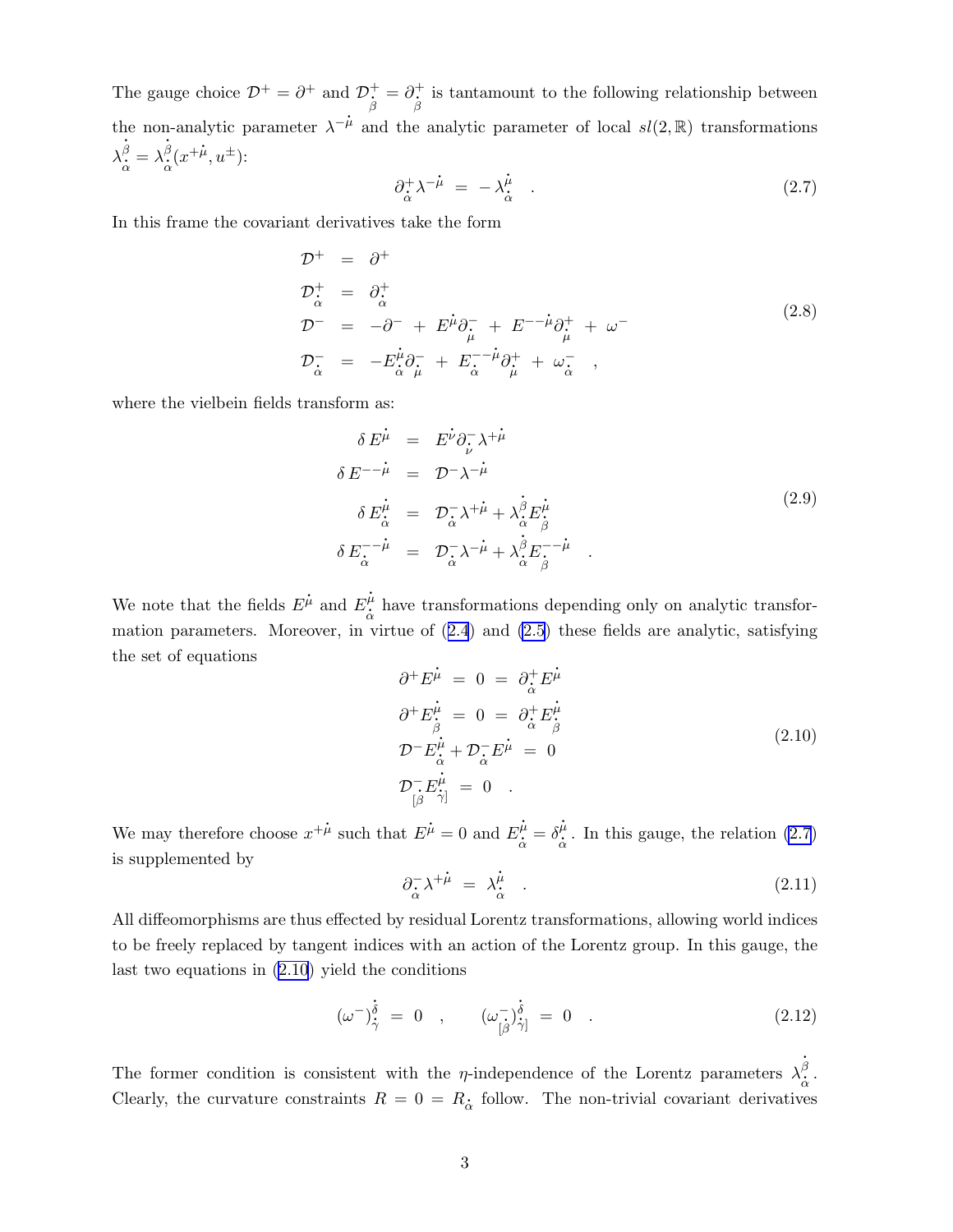The gauge choice $\mathcal{D}^+ = \partial^+$ and $\mathcal{D}^+_{\dot{\beta}} = \partial^+_{\dot{\beta}}$ is tantamount to the following relationship between the non-analytic parameter $\lambda^{-\dot{\mu}}$ and the analytic parameter of local $sl(2,\mathbb{R})$ transformations $\lambda_{\dot{\alpha}}^{\dot{\beta}} = \lambda_{\dot{\alpha}}^{\dot{\beta}}(x^{+\dot{\mu}}, u^{\pm})$:

$$
\partial^+_{\dot{\alpha}} \lambda^{-\dot{\mu}} \;=\; -\lambda_{\dot{\alpha}}^{\dot{\mu}} \quad . \tag{2.7}
$$

In this frame the covariant derivatives take the form

$$
\begin{aligned}
\mathcal{D}^+ &= \partial^+ \\
\mathcal{D}^+_{\dot{\alpha}} &= \partial^+_{\dot{\alpha}} \\
\mathcal{D}^- &= -\partial^- \;+\; E^{\dot{\mu}} \partial^-_{\dot{\mu}} \;+\; E^{--\dot{\mu}} \partial^+_{\dot{\mu}} \;+\; \omega^- \\
\mathcal{D}^-_{\dot{\alpha}} &= -E_{\dot{\alpha}}^{\dot{\mu}} \partial^-_{\dot{\mu}} \;+\; E_{\dot{\alpha}}^{--\dot{\mu}} \partial^+_{\dot{\mu}} \;+\; \omega^-_{\dot{\alpha}} \quad ,
\end{aligned} \tag{2.8}
$$

where the vielbein fields transform as:

$$
\begin{aligned}
\delta\, E^{\dot{\mu}} &= E^{\dot{\nu}} \partial^-_{\dot{\nu}} \lambda^{+\dot{\mu}} \\
\delta\, E^{--\dot{\mu}} &= \mathcal{D}^- \lambda^{-\dot{\mu}} \\
\delta\, E_{\dot{\alpha}}^{\dot{\mu}} &= \mathcal{D}^-_{\dot{\alpha}} \lambda^{+\dot{\mu}} + \lambda_{\dot{\alpha}}^{\dot{\beta}} E_{\dot{\beta}}^{\dot{\mu}} \\
\delta\, E_{\dot{\alpha}}^{--\dot{\mu}} &= \mathcal{D}^-_{\dot{\alpha}} \lambda^{-\dot{\mu}} + \lambda_{\dot{\alpha}}^{\dot{\beta}} E_{\dot{\beta}}^{--\dot{\mu}} \quad .
\end{aligned} \tag{2.9}
$$

We note that the fields $E^{\dot{\mu}}$ and $E_{\dot{\alpha}}^{\dot{\mu}}$ have transformations depending only on analytic transformation parameters. Moreover, in virtue of (2.4) and (2.5) these fields are analytic, satisfying the set of equations

$$
\begin{aligned}
\partial^+ E^{\dot{\mu}} \;=\; 0 \;=\; \partial^+_{\dot{\alpha}} E^{\dot{\mu}} \\
\partial^+ E_{\dot{\beta}}^{\dot{\mu}} \;=\; 0 \;=\; \partial^+_{\dot{\alpha}} E_{\dot{\beta}}^{\dot{\mu}} \\
\mathcal{D}^- E_{\dot{\alpha}}^{\dot{\mu}} + \mathcal{D}^-_{\dot{\alpha}} E^{\dot{\mu}} \;=\; 0 \\
\mathcal{D}^-_{[\dot{\beta}} E_{\dot{\gamma}]}^{\dot{\mu}} \;=\; 0 \quad .
\end{aligned} \tag{2.10}
$$

We may therefore choose $x^{+\dot{\mu}}$ such that $E^{\dot{\mu}} = 0$ and $E_{\dot{\alpha}}^{\dot{\mu}} = \delta_{\dot{\alpha}}^{\dot{\mu}}$. In this gauge, the relation (2.7) is supplemented by

$$
\partial^-_{\dot{\alpha}} \lambda^{+\dot{\mu}} \;=\; \lambda_{\dot{\alpha}}^{\dot{\mu}} \quad . \tag{2.11}
$$

All diffeomorphisms are thus effected by residual Lorentz transformations, allowing world indices to be freely replaced by tangent indices with an action of the Lorentz group. In this gauge, the last two equations in (2.10) yield the conditions

$$
(\omega^-)_{\dot{\gamma}}^{\dot{\delta}} \;=\; 0 \quad , \qquad (\omega^-_{[\dot{\beta}})_{\dot{\gamma}]}^{\dot{\delta}} \;=\; 0 \quad . \tag{2.12}
$$

The former condition is consistent with the $\eta$-independence of the Lorentz parameters $\lambda_{\dot{\alpha}}^{\dot{\beta}}$. Clearly, the curvature constraints $R = 0 = R_{\dot{\alpha}}$ follow. The non-trivial covariant derivatives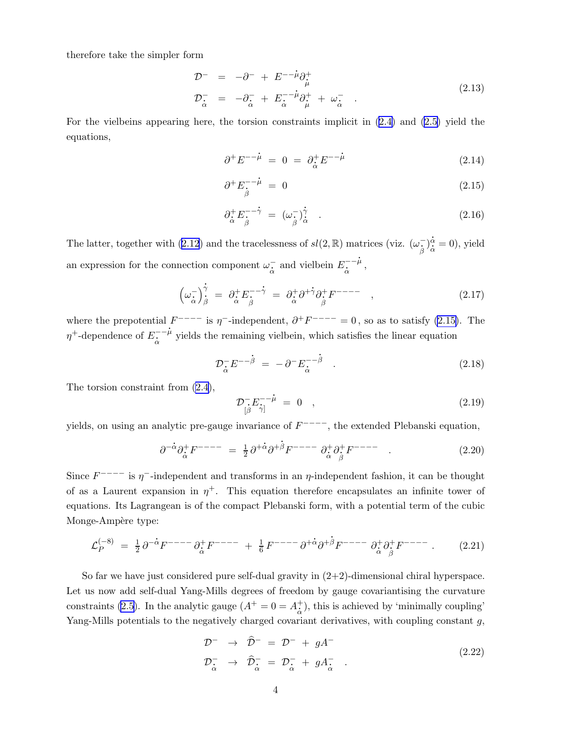therefore take the simpler form

$$
\begin{aligned}
\mathcal{D}^- &= -\partial^- + E^{--\dot{\mu}}\partial^+_{\dot{\mu}} \\
\mathcal{D}^-_{\dot{\alpha}} &= -\partial^-_{\dot{\alpha}} + E^{--\dot{\mu}}_{\dot{\alpha}}\partial^+_{\dot{\mu}} + \omega^-_{\dot{\alpha}} \quad .
\end{aligned}
\tag{2.13}
$$

For the vielbeins appearing here, the torsion constraints implicit in (2.4) and (2.5) yield the equations,

$$
\partial^+ E^{--\dot{\mu}} = 0 = \partial^+_{\dot{\alpha}} E^{--\dot{\mu}} \tag{2.14}
$$

$$
\partial^+ E^{--\dot{\mu}}_{\dot{\beta}} = 0 \tag{2.15}
$$

$$
\partial^+_{\dot{\alpha}} E^{--\dot{\gamma}}_{\dot{\beta}} = (\omega^-_{\dot{\beta}})^{\dot{\gamma}}_{\dot{\alpha}} \quad . \tag{2.16}
$$

The latter, together with (2.12) and the tracelessness of $sl(2,\mathbb{R})$ matrices (viz. $(\omega^-_{\dot{\beta}})^{\dot{\alpha}}_{\dot{\alpha}} = 0$), yield an expression for the connection component $\omega^-_{\dot{\alpha}}$ and vielbein $E^{--\dot{\mu}}_{\dot{\alpha}}$,

$$
\left(\omega^-_{\dot{\alpha}}\right)^{\dot{\gamma}}_{\dot{\beta}} = \partial^+_{\dot{\alpha}} E^{--\dot{\gamma}}_{\dot{\beta}} = \partial^+_{\dot{\alpha}}\partial^{+\dot{\gamma}}\partial^+_{\dot{\beta}} F^{----} \quad , \tag{2.17}
$$

where the prepotential $F^{----}$ is $\eta^-$-independent, $\partial^+ F^{----} = 0$, so as to satisfy (2.15). The $\eta^+$-dependence of $E^{--\dot{\mu}}_{\dot{\alpha}}$ yields the remaining vielbein, which satisfies the linear equation

$$
\mathcal{D}^-_{\dot{\alpha}} E^{--\dot{\beta}} = -\partial^- E^{--\dot{\beta}}_{\dot{\alpha}} \quad . \tag{2.18}
$$

The torsion constraint from (2.4),

$$
\mathcal{D}^-_{[\dot{\beta}} E^{--\dot{\mu}}_{\dot{\gamma}]} = 0 \quad , \tag{2.19}
$$

yields, on using an analytic pre-gauge invariance of $F^{----}$, the extended Plebanski equation,

$$
\partial^{-\dot{\alpha}}\partial^+_{\dot{\alpha}} F^{----} = \tfrac{1}{2}\,\partial^{+\dot{\alpha}}\partial^{+\dot{\beta}} F^{----}\ \partial^+_{\dot{\alpha}}\partial^+_{\dot{\beta}} F^{----} \quad . \tag{2.20}
$$

Since $F^{----}$ is $\eta^-$-independent and transforms in an $\eta$-independent fashion, it can be thought of as a Laurent expansion in $\eta^+$. This equation therefore encapsulates an infinite tower of equations. Its Lagrangean is of the compact Plebanski form, with a potential term of the cubic Monge-Ampère type:

$$
\mathcal{L}^{(-8)}_P = \tfrac{1}{2}\,\partial^{-\dot{\alpha}} F^{----}\,\partial^+_{\dot{\alpha}} F^{----} + \tfrac{1}{6}\, F^{----}\,\partial^{+\dot{\alpha}}\partial^{+\dot{\beta}} F^{----}\ \partial^+_{\dot{\alpha}}\partial^+_{\dot{\beta}} F^{----} \, . \tag{2.21}
$$

So far we have just considered pure self-dual gravity in (2+2)-dimensional chiral hyperspace. Let us now add self-dual Yang-Mills degrees of freedom by gauge covariantising the curvature constraints (2.5). In the analytic gauge ($A^+ = 0 = A^+_{\dot{\alpha}}$), this is achieved by 'minimally coupling' Yang-Mills potentials to the negatively charged covariant derivatives, with coupling constant $g$,

$$
\begin{aligned}
\mathcal{D}^- &\to \widehat{\mathcal{D}}^- = \mathcal{D}^- + gA^- \\
\mathcal{D}^-_{\dot{\alpha}} &\to \widehat{\mathcal{D}}^-_{\dot{\alpha}} = \mathcal{D}^-_{\dot{\alpha}} + gA^-_{\dot{\alpha}} \quad .
\end{aligned}
\tag{2.22}
$$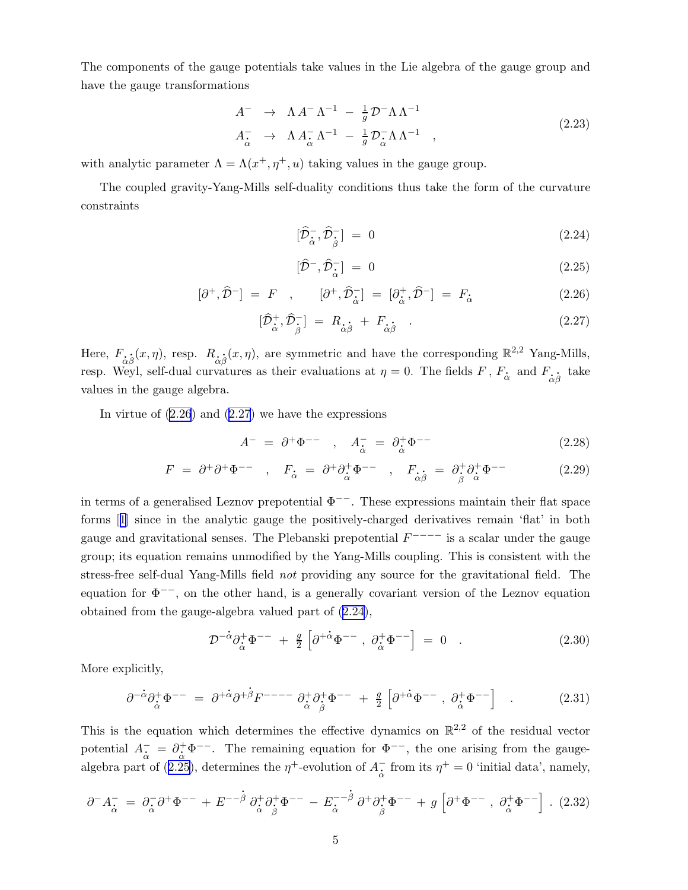The components of the gauge potentials take values in the Lie algebra of the gauge group and have the gauge transformations

$$
\begin{aligned}
A^- &\rightarrow \Lambda\, A^- \Lambda^{-1} \;-\; \tfrac{1}{g}\,\mathcal{D}^-\Lambda\,\Lambda^{-1} \\
A^-_{\dot\alpha} &\rightarrow \Lambda\, A^-_{\dot\alpha}\Lambda^{-1} \;-\; \tfrac{1}{g}\,\mathcal{D}^-_{\dot\alpha}\Lambda\,\Lambda^{-1} \quad ,
\end{aligned}
\tag{2.23}
$$

with analytic parameter $\Lambda = \Lambda(x^+, \eta^+, u)$ taking values in the gauge group.

The coupled gravity-Yang-Mills self-duality conditions thus take the form of the curvature constraints

$$
[\widehat{\mathcal{D}}^-_{\dot\alpha}, \widehat{\mathcal{D}}^-_{\dot\beta}] \;=\; 0 \tag{2.24}
$$

$$
[\widehat{\mathcal{D}}^-, \widehat{\mathcal{D}}^-_{\dot\alpha}] \;=\; 0 \tag{2.25}
$$

$$
[\partial^+, \widehat{\mathcal{D}}^-] \;=\; F \quad , \qquad [\partial^+, \widehat{\mathcal{D}}^-_{\dot\alpha}] \;=\; [\partial^+_{\dot\alpha}, \widehat{\mathcal{D}}^-] \;=\; F_{\dot\alpha} \tag{2.26}
$$

$$
[\widehat{\mathcal{D}}^+_{\dot\alpha}, \widehat{\mathcal{D}}^-_{\dot\beta}] \;=\; R_{\dot\alpha\dot\beta} \;+\; F_{\dot\alpha\dot\beta} \quad . \tag{2.27}
$$

Here, $F_{\dot\alpha\dot\beta}(x,\eta)$, resp. $R_{\dot\alpha\dot\beta}(x,\eta)$, are symmetric and have the corresponding $\mathbb{R}^{2,2}$ Yang-Mills, resp. Weyl, self-dual curvatures as their evaluations at $\eta = 0$. The fields $F$, $F_{\dot\alpha}$ and $F_{\dot\alpha\dot\beta}$ take values in the gauge algebra.

In virtue of (2.26) and (2.27) we have the expressions

$$
A^- \;=\; \partial^+\Phi^{--} \quad , \quad A^-_{\dot\alpha} \;=\; \partial^+_{\dot\alpha}\Phi^{--} \tag{2.28}
$$

$$
F \;=\; \partial^+\partial^+\Phi^{--} \quad , \quad F_{\dot\alpha} \;=\; \partial^+\partial^+_{\dot\alpha}\Phi^{--} \quad , \quad F_{\dot\alpha\dot\beta} \;=\; \partial^+_{\dot\beta}\partial^+_{\dot\alpha}\Phi^{--} \tag{2.29}
$$

in terms of a generalised Leznov prepotential $\Phi^{--}$. These expressions maintain their flat space forms [1] since in the analytic gauge the positively-charged derivatives remain 'flat' in both gauge and gravitational senses. The Plebanski prepotential $F^{----}$ is a scalar under the gauge group; its equation remains unmodified by the Yang-Mills coupling. This is consistent with the stress-free self-dual Yang-Mills field *not* providing any source for the gravitational field. The equation for $\Phi^{--}$, on the other hand, is a generally covariant version of the Leznov equation obtained from the gauge-algebra valued part of (2.24),

$$
\mathcal{D}^{-\dot\alpha}\partial^+_{\dot\alpha}\Phi^{--} \;+\; \tfrac{g}{2}\left[\partial^{+\dot\alpha}\Phi^{--}\,,\; \partial^+_{\dot\alpha}\Phi^{--}\right] \;=\; 0 \quad . \tag{2.30}
$$

More explicitly,

$$
\partial^{-\dot\alpha}\partial^+_{\dot\alpha}\Phi^{--} \;=\; \partial^{+\dot\alpha}\partial^{+\dot\beta}F^{----}\;\partial^+_{\dot\alpha}\partial^+_{\dot\beta}\Phi^{--} \;+\; \tfrac{g}{2}\left[\partial^{+\dot\alpha}\Phi^{--}\,,\; \partial^+_{\dot\alpha}\Phi^{--}\right] \quad . \tag{2.31}
$$

This is the equation which determines the effective dynamics on $\mathbb{R}^{2,2}$ of the residual vector potential $A^-_{\dot\alpha} = \partial^+_{\dot\alpha}\Phi^{--}$. The remaining equation for $\Phi^{--}$, the one arising from the gauge-algebra part of (2.25), determines the $\eta^+$-evolution of $A^-_{\dot\alpha}$ from its $\eta^+ = 0$ 'initial data', namely,

$$
\partial^- A^-_{\dot\alpha} \;=\; \partial^-_{\dot\alpha}\partial^+\Phi^{--} \;+\; E^{--\dot\beta}\,\partial^+_{\dot\alpha}\partial^+_{\dot\beta}\Phi^{--} \;-\; E^{--\dot\beta}_{\dot\alpha}\,\partial^+\partial^+_{\dot\beta}\Phi^{--} \;+\; g\left[\partial^+\Phi^{--}\,,\; \partial^+_{\dot\alpha}\Phi^{--}\right] \;. \tag{2.32}
$$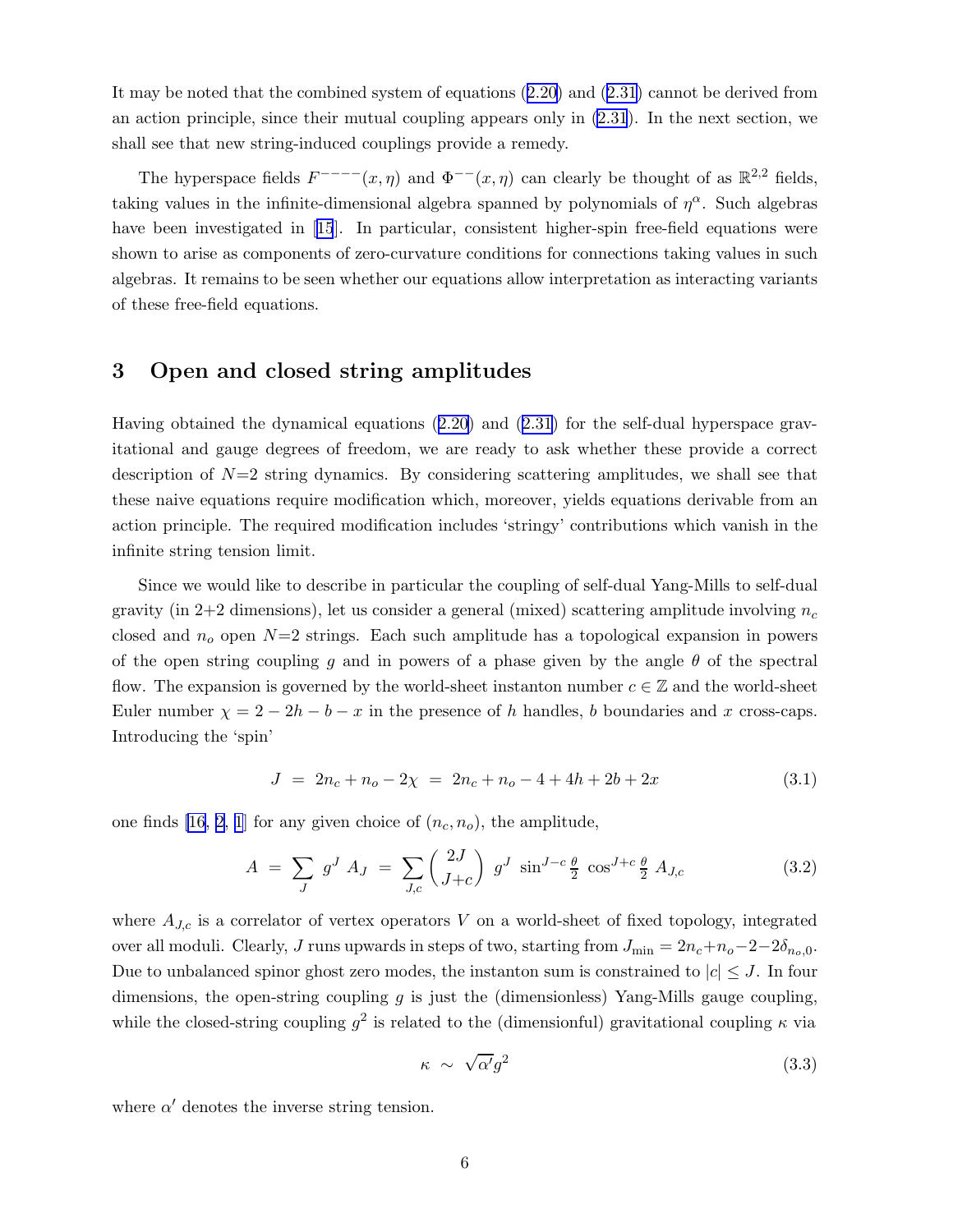It may be noted that the combined system of equations (2.20) and (2.31) cannot be derived from an action principle, since their mutual coupling appears only in (2.31). In the next section, we shall see that new string-induced couplings provide a remedy.

The hyperspace fields $F^{----}(x,\eta)$ and $\Phi^{--}(x,\eta)$ can clearly be thought of as $\mathbb{R}^{2,2}$ fields, taking values in the infinite-dimensional algebra spanned by polynomials of $\eta^\alpha$. Such algebras have been investigated in [15]. In particular, consistent higher-spin free-field equations were shown to arise as components of zero-curvature conditions for connections taking values in such algebras. It remains to be seen whether our equations allow interpretation as interacting variants of these free-field equations.

## 3 Open and closed string amplitudes

Having obtained the dynamical equations (2.20) and (2.31) for the self-dual hyperspace gravitational and gauge degrees of freedom, we are ready to ask whether these provide a correct description of $N$=2 string dynamics. By considering scattering amplitudes, we shall see that these naive equations require modification which, moreover, yields equations derivable from an action principle. The required modification includes 'stringy' contributions which vanish in the infinite string tension limit.

Since we would like to describe in particular the coupling of self-dual Yang-Mills to self-dual gravity (in 2+2 dimensions), let us consider a general (mixed) scattering amplitude involving $n_c$ closed and $n_o$ open $N$=2 strings. Each such amplitude has a topological expansion in powers of the open string coupling $g$ and in powers of a phase given by the angle $\theta$ of the spectral flow. The expansion is governed by the world-sheet instanton number $c \in \mathbb{Z}$ and the world-sheet Euler number $\chi = 2-2h-b-x$ in the presence of $h$ handles, $b$ boundaries and $x$ cross-caps. Introducing the 'spin'

$$J \;=\; 2n_c + n_o - 2\chi \;=\; 2n_c + n_o - 4 + 4h + 2b + 2x \tag{3.1}$$

one finds [16, 2, 1] for any given choice of $(n_c, n_o)$, the amplitude,

$$A \;=\; \sum_J \, g^J \, A_J \;=\; \sum_{J,c} \binom{2J}{J{+}c} \; g^J \; \sin^{J-c}\tfrac{\theta}{2} \; \cos^{J+c}\tfrac{\theta}{2} \; A_{J,c} \tag{3.2}$$

where $A_{J,c}$ is a correlator of vertex operators $V$ on a world-sheet of fixed topology, integrated over all moduli. Clearly, $J$ runs upwards in steps of two, starting from $J_{\min} = 2n_c{+}n_o{-}2{-}2\delta_{n_o,0}$. Due to unbalanced spinor ghost zero modes, the instanton sum is constrained to $|c| \le J$. In four dimensions, the open-string coupling $g$ is just the (dimensionless) Yang-Mills gauge coupling, while the closed-string coupling $g^2$ is related to the (dimensionful) gravitational coupling $\kappa$ via

$$\kappa \;\sim\; \sqrt{\alpha'} g^2 \tag{3.3}$$

where $\alpha'$ denotes the inverse string tension.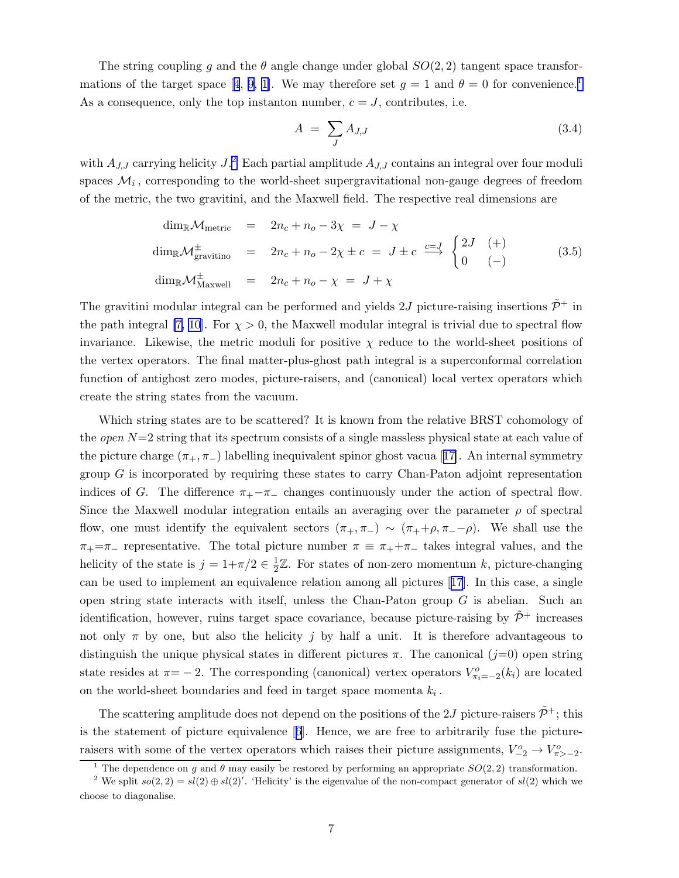The string coupling $g$ and the $\theta$ angle change under global $SO(2,2)$ tangent space transformations of the target space [4, 9, 1]. We may therefore set $g = 1$ and $\theta = 0$ for convenience.[1] As a consequence, only the top instanton number, $c = J$, contributes, i.e.

$$A \;=\; \sum_J A_{J,J} \tag{3.4}$$

with $A_{J,J}$ carrying helicity $J$.[2] Each partial amplitude $A_{J,J}$ contains an integral over four moduli spaces $\mathcal{M}_i$, corresponding to the world-sheet supergravitational non-gauge degrees of freedom of the metric, the two gravitini, and the Maxwell field. The respective real dimensions are

$$\begin{aligned}
\dim_{\mathbb{R}}\mathcal{M}_{\text{metric}} \;&=\; 2n_c + n_o - 3\chi \;=\; J - \chi \\
\dim_{\mathbb{R}}\mathcal{M}^{\pm}_{\text{gravitino}} \;&=\; 2n_c + n_o - 2\chi \pm c \;=\; J \pm c \;\xrightarrow{c=J}\; \begin{cases} 2J & (+) \\ 0 & (-) \end{cases} \\
\dim_{\mathbb{R}}\mathcal{M}^{\pm}_{\text{Maxwell}} \;&=\; 2n_c + n_o - \chi \;=\; J + \chi
\end{aligned} \tag{3.5}$$

The gravitini modular integral can be performed and yields $2J$ picture-raising insertions $\tilde{\mathcal{P}}^+$ in the path integral [7, 10]. For $\chi > 0$, the Maxwell modular integral is trivial due to spectral flow invariance. Likewise, the metric moduli for positive $\chi$ reduce to the world-sheet positions of the vertex operators. The final matter-plus-ghost path integral is a superconformal correlation function of antighost zero modes, picture-raisers, and (canonical) local vertex operators which create the string states from the vacuum.

Which string states are to be scattered? It is known from the relative BRST cohomology of the *open* $N$=2 string that its spectrum consists of a single massless physical state at each value of the picture charge $(\pi_+, \pi_-)$ labelling inequivalent spinor ghost vacua [17]. An internal symmetry group $G$ is incorporated by requiring these states to carry Chan-Paton adjoint representation indices of $G$. The difference $\pi_+ - \pi_-$ changes continuously under the action of spectral flow. Since the Maxwell modular integration entails an averaging over the parameter $\rho$ of spectral flow, one must identify the equivalent sectors $(\pi_+, \pi_-) \sim (\pi_+ + \rho, \pi_- - \rho)$. We shall use the $\pi_+ = \pi_-$ representative. The total picture number $\pi \equiv \pi_+ + \pi_-$ takes integral values, and the helicity of the state is $j = 1 + \pi/2 \in \frac{1}{2}\mathbb{Z}$. For states of non-zero momentum $k$, picture-changing can be used to implement an equivalence relation among all pictures [17]. In this case, a single open string state interacts with itself, unless the Chan-Paton group $G$ is abelian. Such an identification, however, ruins target space covariance, because picture-raising by $\tilde{\mathcal{P}}^+$ increases not only $\pi$ by one, but also the helicity $j$ by half a unit. It is therefore advantageous to distinguish the unique physical states in different pictures $\pi$. The canonical ($j$=0) open string state resides at $\pi = -2$. The corresponding (canonical) vertex operators $V^o_{\pi_i=-2}(k_i)$ are located on the world-sheet boundaries and feed in target space momenta $k_i$.

The scattering amplitude does not depend on the positions of the $2J$ picture-raisers $\tilde{\mathcal{P}}^+$; this is the statement of picture equivalence [6]. Hence, we are free to arbitrarily fuse the picture-raisers with some of the vertex operators which raises their picture assignments, $V^o_{-2} \to V^o_{\pi>-2}$.

---

[1] The dependence on $g$ and $\theta$ may easily be restored by performing an appropriate $SO(2,2)$ transformation.

[2] We split $so(2,2) = sl(2) \oplus sl(2)'$. 'Helicity' is the eigenvalue of the non-compact generator of $sl(2)$ which we choose to diagonalise.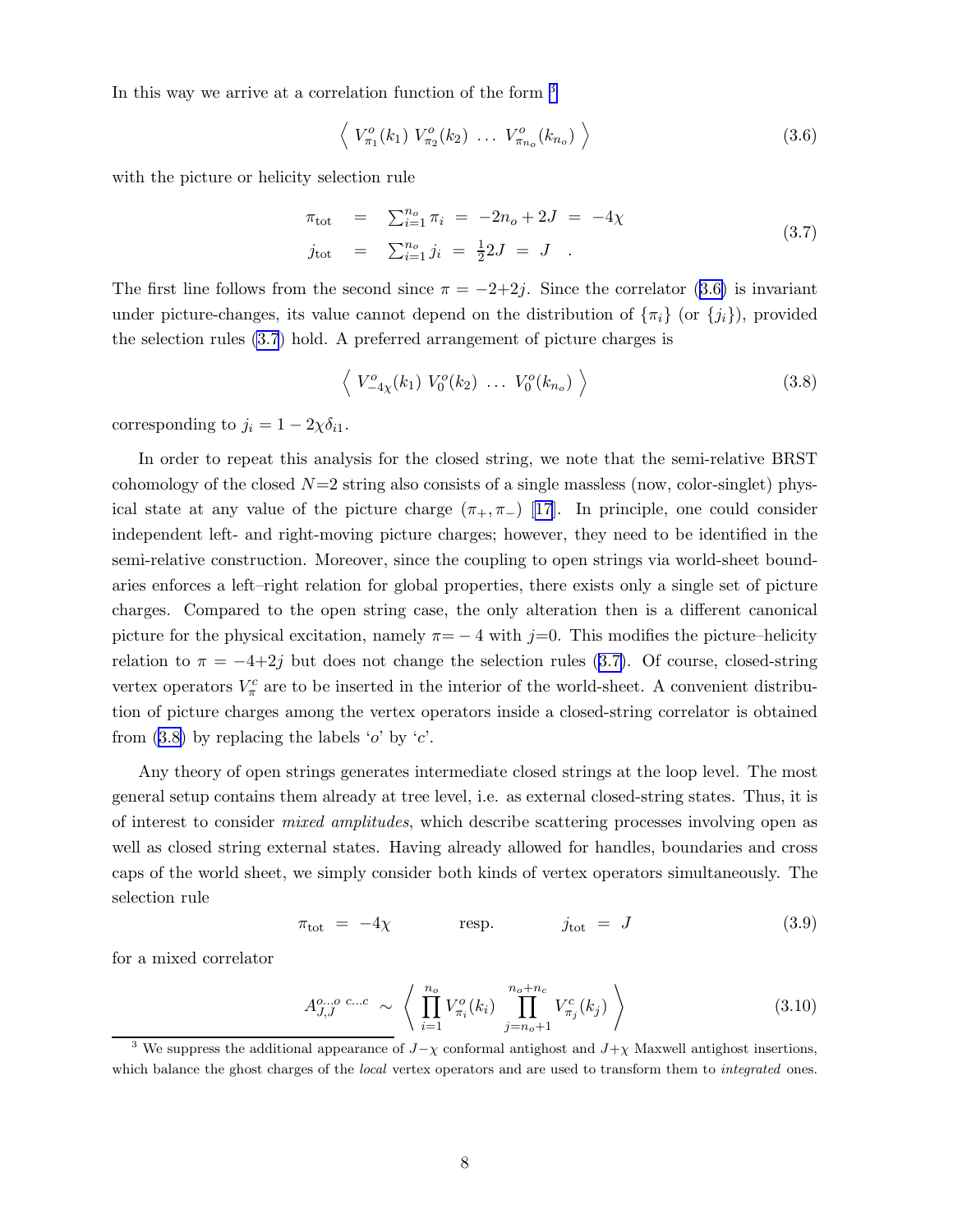In this way we arrive at a correlation function of the form [3]

$$\Big\langle\; V^o_{\pi_1}(k_1)\; V^o_{\pi_2}(k_2)\; \ldots\; V^o_{\pi_{n_o}}(k_{n_o})\; \Big\rangle \tag{3.6}$$

with the picture or helicity selection rule

$$\begin{aligned} \pi_{\rm tot} &= \textstyle\sum_{i=1}^{n_o} \pi_i \;=\; -2n_o + 2J \;=\; -4\chi \\ j_{\rm tot} &= \textstyle\sum_{i=1}^{n_o} j_i \;=\; \frac{1}{2} 2J \;=\; J \quad . \end{aligned} \tag{3.7}$$

The first line follows from the second since $\pi = -2{+}2j$. Since the correlator (3.6) is invariant under picture-changes, its value cannot depend on the distribution of $\{\pi_i\}$ (or $\{j_i\}$), provided the selection rules (3.7) hold. A preferred arrangement of picture charges is

$$\Big\langle\; V^o_{-4\chi}(k_1)\; V^o_0(k_2)\; \ldots\; V^o_0(k_{n_o})\; \Big\rangle \tag{3.8}$$

corresponding to $j_i = 1 - 2\chi\delta_{i1}$.

In order to repeat this analysis for the closed string, we note that the semi-relative BRST cohomology of the closed $N{=}2$ string also consists of a single massless (now, color-singlet) physical state at any value of the picture charge $(\pi_+, \pi_-)$ [17]. In principle, one could consider independent left- and right-moving picture charges; however, they need to be identified in the semi-relative construction. Moreover, since the coupling to open strings via world-sheet boundaries enforces a left–right relation for global properties, there exists only a single set of picture charges. Compared to the open string case, the only alteration then is a different canonical picture for the physical excitation, namely $\pi{=}-4$ with $j{=}0$. This modifies the picture–helicity relation to $\pi = -4{+}2j$ but does not change the selection rules (3.7). Of course, closed-string vertex operators $V^c_\pi$ are to be inserted in the interior of the world-sheet. A convenient distribution of picture charges among the vertex operators inside a closed-string correlator is obtained from (3.8) by replacing the labels '$o$' by '$c$'.

Any theory of open strings generates intermediate closed strings at the loop level. The most general setup contains them already at tree level, i.e. as external closed-string states. Thus, it is of interest to consider *mixed amplitudes*, which describe scattering processes involving open as well as closed string external states. Having already allowed for handles, boundaries and cross caps of the world sheet, we simply consider both kinds of vertex operators simultaneously. The selection rule

$$\pi_{\rm tot} \;=\; -4\chi \qquad\qquad \text{resp.} \qquad\qquad j_{\rm tot} \;=\; J \tag{3.9}$$

for a mixed correlator

$$A^{o\ldots o\; c\ldots c}_{J,J} \;\sim\; \Big\langle\; \prod_{i=1}^{n_o} V^o_{\pi_i}(k_i) \prod_{j=n_o+1}^{n_o+n_c} V^c_{\pi_j}(k_j)\; \Big\rangle \tag{3.10}$$

---

[3] We suppress the additional appearance of $J{-}\chi$ conformal antighost and $J{+}\chi$ Maxwell antighost insertions, which balance the ghost charges of the *local* vertex operators and are used to transform them to *integrated* ones.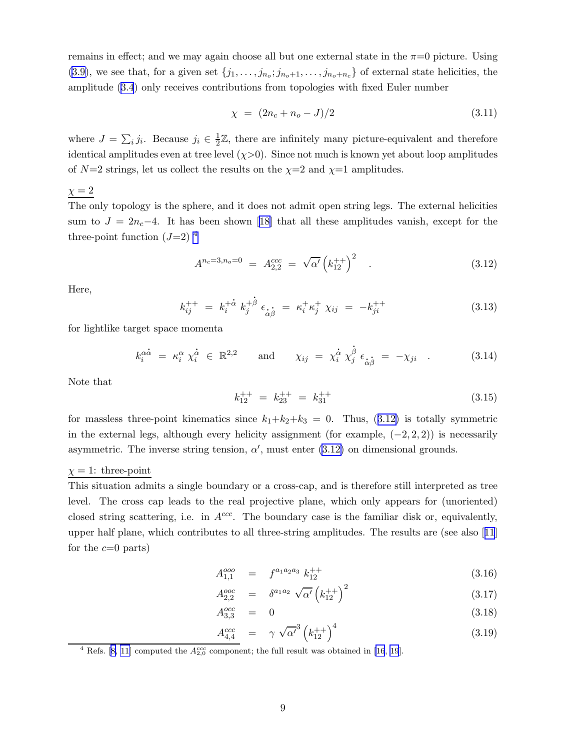remains in effect; and we may again choose all but one external state in the $\pi$=0 picture. Using (3.9), we see that, for a given set $\{j_1, \ldots, j_{n_o}; j_{n_o+1}, \ldots, j_{n_o+n_c}\}$ of external state helicities, the amplitude (3.4) only receives contributions from topologies with fixed Euler number

$$\chi \;=\; (2n_c + n_o - J)/2 \tag{3.11}$$

where $J = \sum_i j_i$. Because $j_i \in \frac{1}{2}\mathbb{Z}$, there are infinitely many picture-equivalent and therefore identical amplitudes even at tree level ($\chi$>0). Since not much is known yet about loop amplitudes of $N$=2 strings, let us collect the results on the $\chi$=2 and $\chi$=1 amplitudes.

<u>$\chi = 2$</u>

The only topology is the sphere, and it does not admit open string legs. The external helicities sum to $J = 2n_c{-}4$. It has been shown [18] that all these amplitudes vanish, except for the three-point function ($J$=2) [4]

$$A^{n_c=3,n_o=0} \;=\; A^{ccc}_{2,2} \;=\; \sqrt{\alpha'}\left(k^{++}_{12}\right)^2 \quad . \tag{3.12}$$

Here,

$$k^{++}_{ij} \;=\; k_i^{+\dot\alpha}\, k_j^{+\dot\beta}\, \epsilon_{\dot\alpha\dot\beta} \;=\; \kappa_i^+ \kappa_j^+\, \chi_{ij} \;=\; -k^{++}_{ji} \tag{3.13}$$

for lightlike target space momenta

$$k_i^{\alpha\dot\alpha} \;=\; \kappa_i^\alpha\, \chi_i^{\dot\alpha} \;\in\; \mathbb{R}^{2,2} \qquad \text{and} \qquad \chi_{ij} \;=\; \chi_i^{\dot\alpha}\, \chi_j^{\dot\beta}\, \epsilon_{\dot\alpha\dot\beta} \;=\; -\chi_{ji} \quad . \tag{3.14}$$

Note that

$$k^{++}_{12} \;=\; k^{++}_{23} \;=\; k^{++}_{31} \tag{3.15}$$

for massless three-point kinematics since $k_1{+}k_2{+}k_3 \;=\; 0$. Thus, (3.12) is totally symmetric in the external legs, although every helicity assignment (for example, $(-2, 2, 2)$) is necessarily asymmetric. The inverse string tension, $\alpha'$, must enter (3.12) on dimensional grounds.

<u>$\chi = 1$: three-point</u>

This situation admits a single boundary or a cross-cap, and is therefore still interpreted as tree level. The cross cap leads to the real projective plane, which only appears for (unoriented) closed string scattering, i.e. in $A^{ccc}$. The boundary case is the familiar disk or, equivalently, upper half plane, which contributes to all three-string amplitudes. The results are (see also [11] for the $c$=0 parts)

$$A^{ooo}_{1,1} \;=\; f^{a_1a_2a_3}\, k^{++}_{12} \tag{3.16}$$

$$A^{ooc}_{2,2} \;=\; \delta^{a_1a_2}\, \sqrt{\alpha'}\left(k^{++}_{12}\right)^2 \tag{3.17}$$

$$A^{occ}_{3,3} \;=\; 0 \tag{3.18}$$

$$A^{ccc}_{4,4} \;=\; \gamma\, \sqrt{\alpha'}^3 \left(k^{++}_{12}\right)^4 \tag{3.19}$$

---

[4] Refs. [8, 11] computed the $A^{ccc}_{2,0}$ component; the full result was obtained in [16, 19].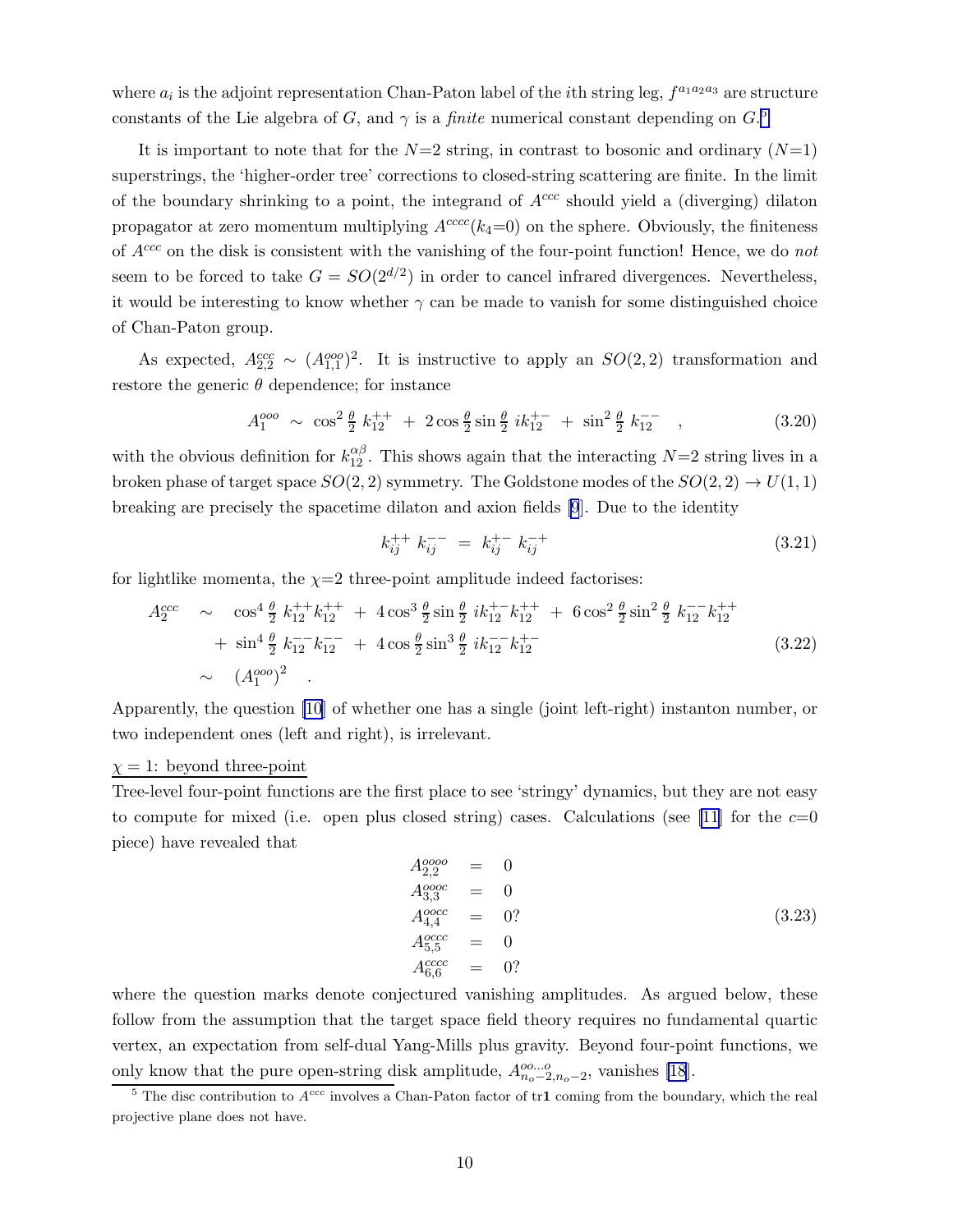where $a_i$ is the adjoint representation Chan-Paton label of the $i$th string leg, $f^{a_1 a_2 a_3}$ are structure constants of the Lie algebra of $G$, and $\gamma$ is a *finite* numerical constant depending on $G$.[5]

It is important to note that for the $N$=2 string, in contrast to bosonic and ordinary ($N$=1) superstrings, the 'higher-order tree' corrections to closed-string scattering are finite. In the limit of the boundary shrinking to a point, the integrand of $A^{ccc}$ should yield a (diverging) dilaton propagator at zero momentum multiplying $A^{cccc}(k_4{=}0)$ on the sphere. Obviously, the finiteness of $A^{ccc}$ on the disk is consistent with the vanishing of the four-point function! Hence, we do *not* seem to be forced to take $G = SO(2^{d/2})$ in order to cancel infrared divergences. Nevertheless, it would be interesting to know whether $\gamma$ can be made to vanish for some distinguished choice of Chan-Paton group.

As expected, $A^{ccc}_{2,2} \sim (A^{ooo}_{1,1})^2$. It is instructive to apply an $SO(2,2)$ transformation and restore the generic $\theta$ dependence; for instance

$$A^{ooo}_1 \;\sim\; \cos^2\tfrac{\theta}{2}\; k_{12}^{++} \;+\; 2\cos\tfrac{\theta}{2}\sin\tfrac{\theta}{2}\; ik_{12}^{+-} \;+\; \sin^2\tfrac{\theta}{2}\; k_{12}^{--} \quad , \tag{3.20}$$

with the obvious definition for $k^{\alpha\beta}_{12}$. This shows again that the interacting $N$=2 string lives in a broken phase of target space $SO(2,2)$ symmetry. The Goldstone modes of the $SO(2,2) \to U(1,1)$ breaking are precisely the spacetime dilaton and axion fields [9]. Due to the identity

$$k_{ij}^{++}\; k_{ij}^{--} \;=\; k_{ij}^{+-}\; k_{ij}^{-+} \tag{3.21}$$

for lightlike momenta, the $\chi$=2 three-point amplitude indeed factorises:

$$\begin{aligned} A^{ccc}_2 \quad &\sim \quad \cos^4\tfrac{\theta}{2}\; k_{12}^{++}k_{12}^{++} \;+\; 4\cos^3\tfrac{\theta}{2}\sin\tfrac{\theta}{2}\; ik_{12}^{+-}k_{12}^{++} \;+\; 6\cos^2\tfrac{\theta}{2}\sin^2\tfrac{\theta}{2}\; k_{12}^{--}k_{12}^{++} \\ &\quad +\; \sin^4\tfrac{\theta}{2}\; k_{12}^{--}k_{12}^{--} \;+\; 4\cos\tfrac{\theta}{2}\sin^3\tfrac{\theta}{2}\; ik_{12}^{--}k_{12}^{+-} \\ &\sim \quad (A^{ooo}_1)^2 \quad . \end{aligned} \tag{3.22}$$

Apparently, the question [10] of whether one has a single (joint left-right) instanton number, or two independent ones (left and right), is irrelevant.

<u>$\chi = 1$: beyond three-point</u>

Tree-level four-point functions are the first place to see 'stringy' dynamics, but they are not easy to compute for mixed (i.e. open plus closed string) cases. Calculations (see [11] for the $c$=0 piece) have revealed that

$$\begin{aligned} A^{oooo}_{2,2} &= 0 \\ A^{oooc}_{3,3} &= 0 \\ A^{oocc}_{4,4} &= 0? \\ A^{occc}_{5,5} &= 0 \\ A^{cccc}_{6,6} &= 0? \end{aligned} \tag{3.23}$$

where the question marks denote conjectured vanishing amplitudes. As argued below, these follow from the assumption that the target space field theory requires no fundamental quartic vertex, an expectation from self-dual Yang-Mills plus gravity. Beyond four-point functions, we only know that the pure open-string disk amplitude, $A^{oo\ldots o}_{n_o-2,n_o-2}$, vanishes [18].

[5] The disc contribution to $A^{ccc}$ involves a Chan-Paton factor of tr$\mathbf{1}$ coming from the boundary, which the real projective plane does not have.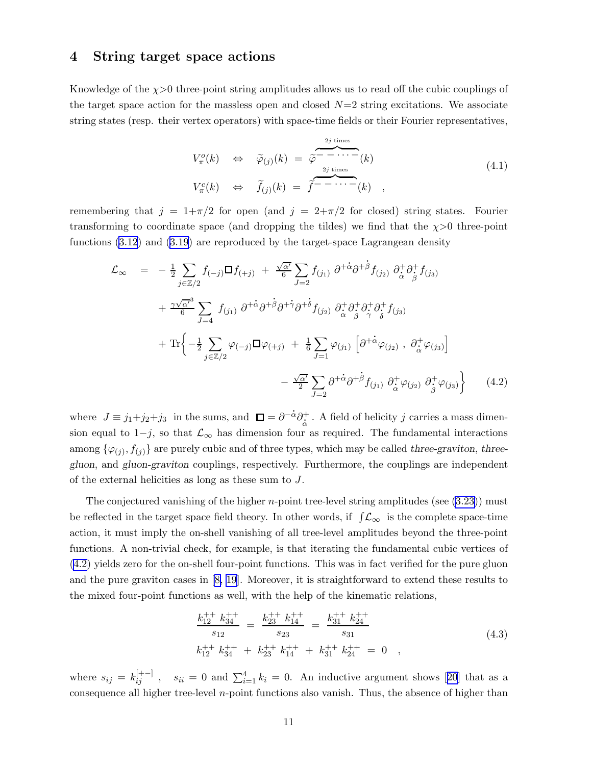## 4 String target space actions

Knowledge of the $\chi{>}0$ three-point string amplitudes allows us to read off the cubic couplings of the target space action for the massless open and closed $N{=}2$ string excitations. We associate string states (resp. their vertex operators) with space-time fields or their Fourier representatives,

$$
\begin{aligned}
V^o_\pi(k) \quad &\Leftrightarrow \quad \widetilde{\varphi}_{(j)}(k) \;=\; \widetilde{\varphi}^{\overbrace{--\cdots-}^{2j \text{ times}}}(k) \\
V^c_\pi(k) \quad &\Leftrightarrow \quad \widetilde{f}_{(j)}(k) \;=\; \widetilde{f}^{\overbrace{--\cdots-}^{2j \text{ times}}}(k) \quad ,
\end{aligned}
\tag{4.1}
$$

remembering that $j = 1{+}\pi/2$ for open (and $j = 2{+}\pi/2$ for closed) string states. Fourier transforming to coordinate space (and dropping the tildes) we find that the $\chi{>}0$ three-point functions (3.12) and (3.19) are reproduced by the target-space Lagrangean density

$$
\begin{aligned}
\mathcal{L}_\infty \;=\;& -\tfrac{1}{2}\sum_{j\in\mathbb{Z}/2} f_{(-j)}\,\Box f_{(+j)} \;+\; \tfrac{\sqrt{\alpha'}}{6}\sum_{J=2} f_{(j_1)}\;\partial^{+\dot\alpha}\partial^{+\dot\beta} f_{(j_2)}\;\partial^+_{\dot\alpha}\partial^+_{\dot\beta} f_{(j_3)} \\
&+ \tfrac{\gamma\sqrt{\alpha'}^3}{6}\sum_{J=4} f_{(j_1)}\;\partial^{+\dot\alpha}\partial^{+\dot\beta}\partial^{+\dot\gamma}\partial^{+\dot\delta} f_{(j_2)}\;\partial^+_{\dot\alpha}\partial^+_{\dot\beta}\partial^+_{\dot\gamma}\partial^+_{\dot\delta} f_{(j_3)} \\
&+ \mathrm{Tr}\Big\{ -\tfrac{1}{2}\sum_{j\in\mathbb{Z}/2} \varphi_{(-j)}\,\Box\varphi_{(+j)} \;+\; \tfrac{1}{6}\sum_{J=1} \varphi_{(j_1)}\,\Big[\partial^{+\dot\alpha}\varphi_{(j_2)}\;,\;\partial^+_{\dot\alpha}\varphi_{(j_3)}\Big] \\
&\qquad\qquad - \tfrac{\sqrt{\alpha'}}{2}\sum_{J=2} \partial^{+\dot\alpha}\partial^{+\dot\beta} f_{(j_1)}\;\partial^+_{\dot\alpha}\varphi_{(j_2)}\;\partial^+_{\dot\beta}\varphi_{(j_3)}\Big\}
\end{aligned}
\tag{4.2}
$$

where $J \equiv j_1{+}j_2{+}j_3$ in the sums, and $\Box = \partial^{-\dot\alpha}\partial^+_{\dot\alpha}$. A field of helicity $j$ carries a mass dimension equal to $1{-}j$, so that $\mathcal{L}_\infty$ has dimension four as required. The fundamental interactions among $\{\varphi_{(j)}, f_{(j)}\}$ are purely cubic and of three types, which may be called *three-graviton*, *three-gluon*, and *gluon-graviton* couplings, respectively. Furthermore, the couplings are independent of the external helicities as long as these sum to $J$.

The conjectured vanishing of the higher $n$-point tree-level string amplitudes (see (3.23)) must be reflected in the target space field theory. In other words, if $\int\mathcal{L}_\infty$ is the complete space-time action, it must imply the on-shell vanishing of all tree-level amplitudes beyond the three-point functions. A non-trivial check, for example, is that iterating the fundamental cubic vertices of (4.2) yields zero for the on-shell four-point functions. This was in fact verified for the pure gluon and the pure graviton cases in [8, 19]. Moreover, it is straightforward to extend these results to the mixed four-point functions as well, with the help of the kinematic relations,

$$
\begin{aligned}
\frac{k^{++}_{12}\;k^{++}_{34}}{s_{12}} \;=\; \frac{k^{++}_{23}\;k^{++}_{14}}{s_{23}} \;=\; \frac{k^{++}_{31}\;k^{++}_{24}}{s_{31}} \\
k^{++}_{12}\;k^{++}_{34} \;+\; k^{++}_{23}\;k^{++}_{14} \;+\; k^{++}_{31}\;k^{++}_{24} \;=\; 0 \quad ,
\end{aligned}
\tag{4.3}
$$

where $s_{ij} = k^{[+-]}_{ij}$ , $\;s_{ii} = 0$ and $\sum_{i=1}^4 k_i = 0$. An inductive argument shows [20] that as a consequence all higher tree-level $n$-point functions also vanish. Thus, the absence of higher than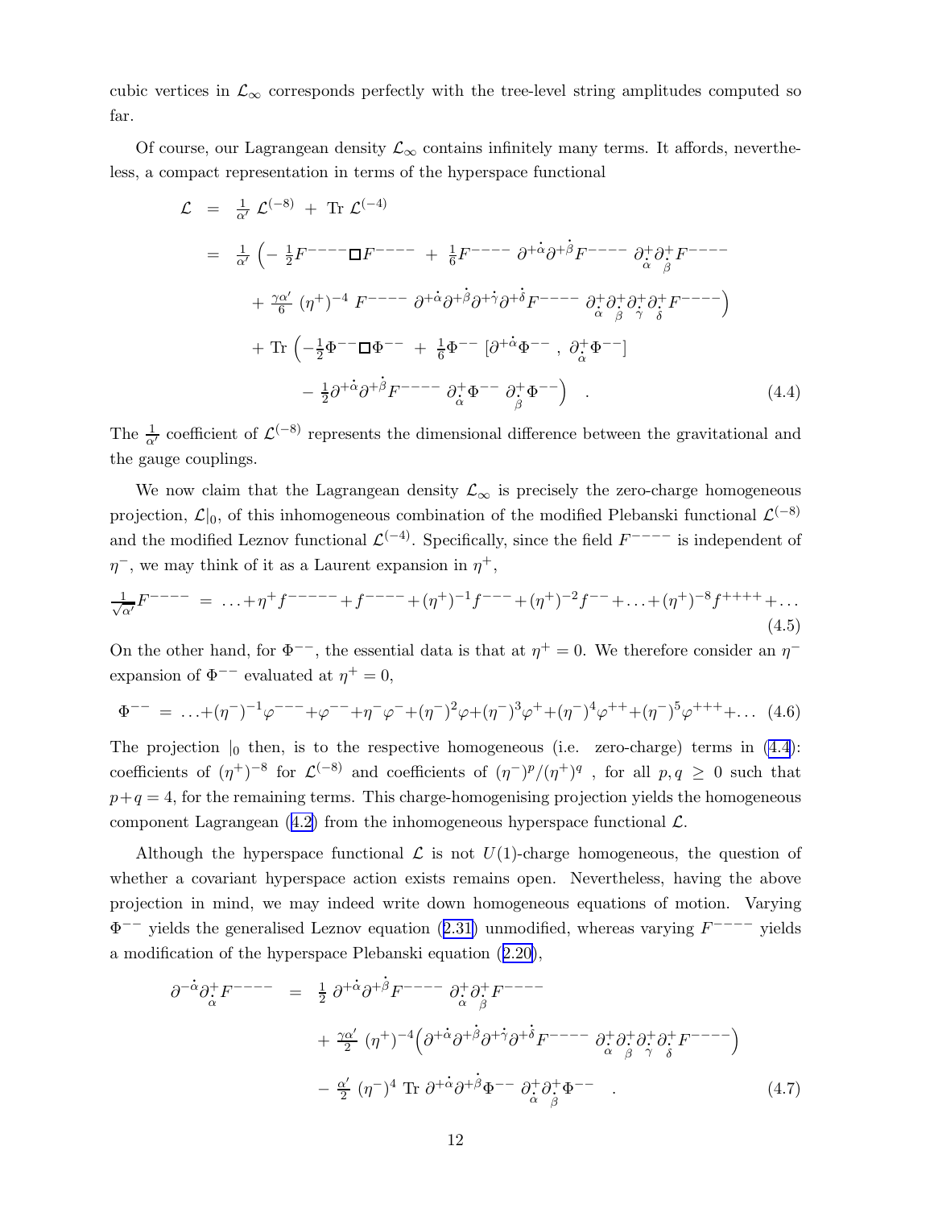cubic vertices in $\mathcal{L}_\infty$ corresponds perfectly with the tree-level string amplitudes computed so far.

Of course, our Lagrangean density $\mathcal{L}_\infty$ contains infinitely many terms. It affords, nevertheless, a compact representation in terms of the hyperspace functional

$$
\begin{aligned}
\mathcal{L} \;&=\; \tfrac{1}{\alpha'}\,\mathcal{L}^{(-8)} \;+\; \mathrm{Tr}\,\mathcal{L}^{(-4)} \\
&=\; \tfrac{1}{\alpha'}\Big(-\tfrac{1}{2}F^{----}\Box F^{----} \;+\; \tfrac{1}{6}F^{----}\;\partial^{+\dot\alpha}\partial^{+\dot\beta}F^{----}\;\partial^{+}_{\dot\alpha}\partial^{+}_{\dot\beta}F^{----} \\
&\qquad +\; \tfrac{\gamma\alpha'}{6}\,(\eta^+)^{-4}\;F^{----}\;\partial^{+\dot\alpha}\partial^{+\dot\beta}\partial^{+\dot\gamma}\partial^{+\dot\delta}F^{----}\;\partial^{+}_{\dot\alpha}\partial^{+}_{\dot\beta}\partial^{+}_{\dot\gamma}\partial^{+}_{\dot\delta}F^{----}\Big) \\
&\qquad +\; \mathrm{Tr}\,\Big(-\tfrac{1}{2}\Phi^{--}\Box\Phi^{--} \;+\; \tfrac{1}{6}\Phi^{--}\,[\partial^{+\dot\alpha}\Phi^{--}\;,\;\partial^{+}_{\dot\alpha}\Phi^{--}] \\
&\qquad\qquad -\; \tfrac{1}{2}\partial^{+\dot\alpha}\partial^{+\dot\beta}F^{----}\;\partial^{+}_{\dot\alpha}\Phi^{--}\;\partial^{+}_{\dot\beta}\Phi^{--}\Big)\quad .
\end{aligned}
\tag{4.4}
$$

The $\frac{1}{\alpha'}$ coefficient of $\mathcal{L}^{(-8)}$ represents the dimensional difference between the gravitational and the gauge couplings.

We now claim that the Lagrangean density $\mathcal{L}_\infty$ is precisely the zero-charge homogeneous projection, $\mathcal{L}|_0$, of this inhomogeneous combination of the modified Plebanski functional $\mathcal{L}^{(-8)}$ and the modified Leznov functional $\mathcal{L}^{(-4)}$. Specifically, since the field $F^{----}$ is independent of $\eta^-$, we may think of it as a Laurent expansion in $\eta^+$,

$$
\tfrac{1}{\sqrt{\alpha'}}F^{----} \;=\; \ldots + \eta^+ f^{-----} + f^{----} + (\eta^+)^{-1}f^{---} + (\eta^+)^{-2}f^{--} + \ldots + (\eta^+)^{-8}f^{++++} + \ldots
\tag{4.5}
$$

On the other hand, for $\Phi^{--}$, the essential data is that at $\eta^+ = 0$. We therefore consider an $\eta^-$ expansion of $\Phi^{--}$ evaluated at $\eta^+ = 0$,

$$
\Phi^{--} \;=\; \ldots + (\eta^-)^{-1}\varphi^{---} + \varphi^{--} + \eta^-\varphi^- + (\eta^-)^2\varphi + (\eta^-)^3\varphi^+ + (\eta^-)^4\varphi^{++} + (\eta^-)^5\varphi^{+++} + \ldots
\tag{4.6}
$$

The projection $|_0$ then, is to the respective homogeneous (i.e. zero-charge) terms in (4.4): coefficients of $(\eta^+)^{-8}$ for $\mathcal{L}^{(-8)}$ and coefficients of $(\eta^-)^p/(\eta^+)^q$ , for all $p, q \geq 0$ such that $p+q = 4$, for the remaining terms. This charge-homogenising projection yields the homogeneous component Lagrangean (4.2) from the inhomogeneous hyperspace functional $\mathcal{L}$.

Although the hyperspace functional $\mathcal{L}$ is not $U(1)$-charge homogeneous, the question of whether a covariant hyperspace action exists remains open. Nevertheless, having the above projection in mind, we may indeed write down homogeneous equations of motion. Varying $\Phi^{--}$ yields the generalised Leznov equation (2.31) unmodified, whereas varying $F^{----}$ yields a modification of the hyperspace Plebanski equation (2.20),

$$
\begin{aligned}
\partial^{-\dot\alpha}\partial^{+}_{\dot\alpha}F^{----} \;&=\; \tfrac{1}{2}\,\partial^{+\dot\alpha}\partial^{+\dot\beta}F^{----}\;\partial^{+}_{\dot\alpha}\partial^{+}_{\dot\beta}F^{----} \\
&\qquad +\; \tfrac{\gamma\alpha'}{2}\,(\eta^+)^{-4}\Big(\partial^{+\dot\alpha}\partial^{+\dot\beta}\partial^{+\dot\gamma}\partial^{+\dot\delta}F^{----}\;\partial^{+}_{\dot\alpha}\partial^{+}_{\dot\beta}\partial^{+}_{\dot\gamma}\partial^{+}_{\dot\delta}F^{----}\Big) \\
&\qquad -\; \tfrac{\alpha'}{2}\,(\eta^-)^4\;\mathrm{Tr}\;\partial^{+\dot\alpha}\partial^{+\dot\beta}\Phi^{--}\;\partial^{+}_{\dot\alpha}\partial^{+}_{\dot\beta}\Phi^{--}\quad .
\end{aligned}
\tag{4.7}
$$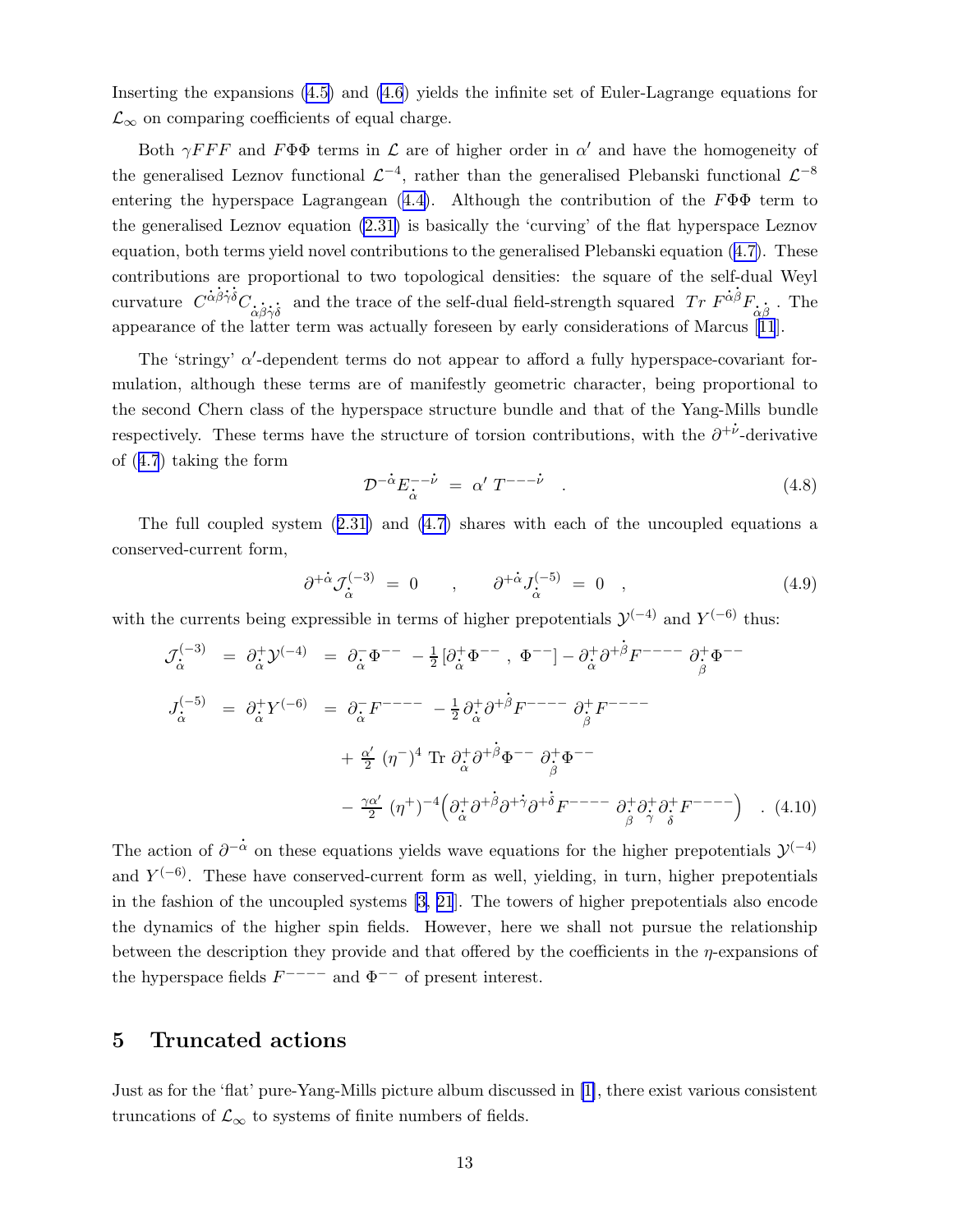Inserting the expansions (4.5) and (4.6) yields the infinite set of Euler-Lagrange equations for $\mathcal{L}_\infty$ on comparing coefficients of equal charge.

Both $\gamma FFF$ and $F\Phi\Phi$ terms in $\mathcal{L}$ are of higher order in $\alpha'$ and have the homogeneity of the generalised Leznov functional $\mathcal{L}^{-4}$, rather than the generalised Plebanski functional $\mathcal{L}^{-8}$ entering the hyperspace Lagrangean (4.4). Although the contribution of the $F\Phi\Phi$ term to the generalised Leznov equation (2.31) is basically the 'curving' of the flat hyperspace Leznov equation, both terms yield novel contributions to the generalised Plebanski equation (4.7). These contributions are proportional to two topological densities: the square of the self-dual Weyl curvature $C^{\dot\alpha\dot\beta\dot\gamma\dot\delta}C_{\dot\alpha\dot\beta\dot\gamma\dot\delta}$ and the trace of the self-dual field-strength squared $Tr\ F^{\dot\alpha\dot\beta}F_{\dot\alpha\dot\beta}$. The appearance of the latter term was actually foreseen by early considerations of Marcus [11].

The 'stringy' $\alpha'$-dependent terms do not appear to afford a fully hyperspace-covariant formulation, although these terms are of manifestly geometric character, being proportional to the second Chern class of the hyperspace structure bundle and that of the Yang-Mills bundle respectively. These terms have the structure of torsion contributions, with the $\partial^{+\dot\nu}$-derivative of (4.7) taking the form

$$\mathcal{D}^{-\dot\alpha}E_{\dot\alpha}^{--\dot\nu} \ = \ \alpha'\ T^{---\dot\nu} \quad . \tag{4.8}$$

The full coupled system (2.31) and (4.7) shares with each of the uncoupled equations a conserved-current form,

$$\partial^{+\dot\alpha}\mathcal{J}_{\dot\alpha}^{(-3)} \ = \ 0 \qquad , \qquad \partial^{+\dot\alpha}J_{\dot\alpha}^{(-5)} \ = \ 0 \quad , \tag{4.9}$$

with the currents being expressible in terms of higher prepotentials $\mathcal{Y}^{(-4)}$ and $Y^{(-6)}$ thus:

$$\begin{aligned}
\mathcal{J}_{\dot\alpha}^{(-3)} \ &= \ \partial_{\dot\alpha}^{+}\mathcal{Y}^{(-4)} \ = \ \partial_{\dot\alpha}^{-}\Phi^{--} \ - \tfrac{1}{2}\,[\partial_{\dot\alpha}^{+}\Phi^{--}\ ,\ \Phi^{--}] - \partial_{\dot\alpha}^{+}\partial^{+\dot\beta}F^{----}\ \partial_{\dot\beta}^{+}\Phi^{--} \\
J_{\dot\alpha}^{(-5)} \ &= \ \partial_{\dot\alpha}^{+}Y^{(-6)} \ = \ \partial_{\dot\alpha}^{-}F^{----} \ - \tfrac{1}{2}\,\partial_{\dot\alpha}^{+}\partial^{+\dot\beta}F^{----}\ \partial_{\dot\beta}^{+}F^{----} \\
&\qquad + \tfrac{\alpha'}{2}\ (\eta^{-})^{4}\ \mathrm{Tr}\ \partial_{\dot\alpha}^{+}\partial^{+\dot\beta}\Phi^{--}\ \partial_{\dot\beta}^{+}\Phi^{--} \\
&\qquad - \tfrac{\gamma\alpha'}{2}\ (\eta^{+})^{-4}\Big(\partial_{\dot\alpha}^{+}\partial^{+\dot\beta}\partial^{+\dot\gamma}\partial^{+\dot\delta}F^{----}\ \partial_{\dot\beta}^{+}\partial_{\dot\gamma}^{+}\partial_{\dot\delta}^{+}F^{----}\Big) \quad .
\end{aligned} \tag{4.10}$$

The action of $\partial^{-\dot\alpha}$ on these equations yields wave equations for the higher prepotentials $\mathcal{Y}^{(-4)}$ and $Y^{(-6)}$. These have conserved-current form as well, yielding, in turn, higher prepotentials in the fashion of the uncoupled systems [3, 21]. The towers of higher prepotentials also encode the dynamics of the higher spin fields. However, here we shall not pursue the relationship between the description they provide and that offered by the coefficients in the $\eta$-expansions of the hyperspace fields $F^{----}$ and $\Phi^{--}$ of present interest.

## 5 Truncated actions

Just as for the 'flat' pure-Yang-Mills picture album discussed in [1], there exist various consistent truncations of $\mathcal{L}_\infty$ to systems of finite numbers of fields.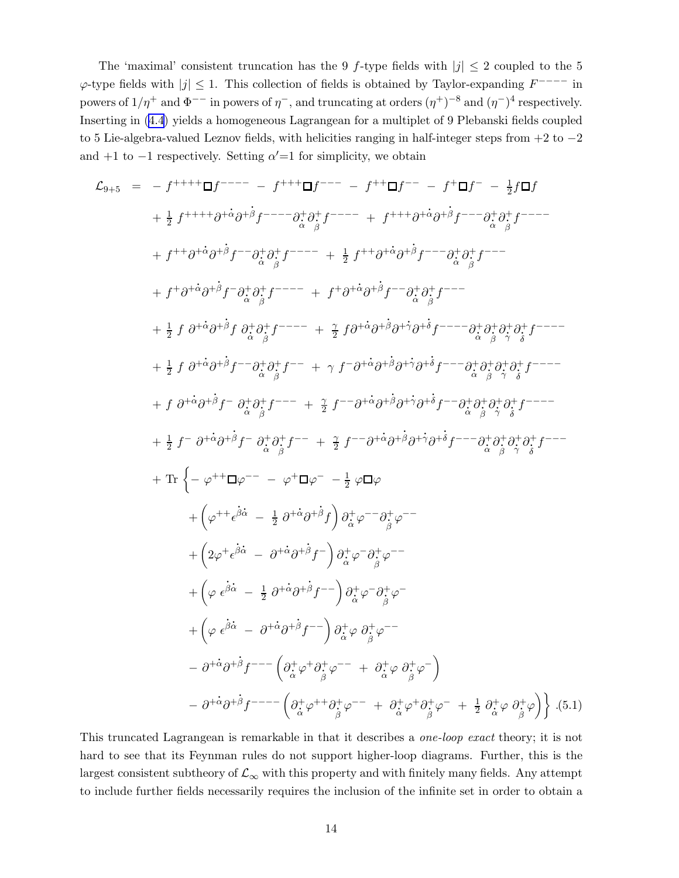The 'maximal' consistent truncation has the 9 $f$-type fields with $|j| \leq 2$ coupled to the 5 $\varphi$-type fields with $|j| \leq 1$. This collection of fields is obtained by Taylor-expanding $F^{----}$ in powers of $1/\eta^{+}$ and $\Phi^{--}$ in powers of $\eta^{-}$, and truncating at orders $(\eta^{+})^{-8}$ and $(\eta^{-})^{4}$ respectively. Inserting in (4.4) yields a homogeneous Lagrangean for a multiplet of 9 Plebanski fields coupled to 5 Lie-algebra-valued Leznov fields, with helicities ranging in half-integer steps from $+2$ to $-2$ and $+1$ to $-1$ respectively. Setting $\alpha'{=}1$ for simplicity, we obtain

$$
\begin{aligned}
\mathcal{L}_{9+5} \;=\; & - f^{++++}\Box f^{----} \;-\; f^{+++}\Box f^{---} \;-\; f^{++}\Box f^{--} \;-\; f^{+}\Box f^{-} \;-\; \tfrac12 f\Box f \\
& + \tfrac12\, f^{++++}\partial^{+\dot\alpha}\partial^{+\dot\beta} f^{----}\partial^{+}_{\dot\alpha}\partial^{+}_{\dot\beta} f^{----} \;+\; f^{+++}\partial^{+\dot\alpha}\partial^{+\dot\beta} f^{---}\partial^{+}_{\dot\alpha}\partial^{+}_{\dot\beta} f^{----} \\
& + f^{++}\partial^{+\dot\alpha}\partial^{+\dot\beta} f^{--}\partial^{+}_{\dot\alpha}\partial^{+}_{\dot\beta} f^{----} \;+\; \tfrac12\, f^{++}\partial^{+\dot\alpha}\partial^{+\dot\beta} f^{---}\partial^{+}_{\dot\alpha}\partial^{+}_{\dot\beta} f^{---} \\
& + f^{+}\partial^{+\dot\alpha}\partial^{+\dot\beta} f^{-}\partial^{+}_{\dot\alpha}\partial^{+}_{\dot\beta} f^{----} \;+\; f^{+}\partial^{+\dot\alpha}\partial^{+\dot\beta} f^{--}\partial^{+}_{\dot\alpha}\partial^{+}_{\dot\beta} f^{---} \\
& + \tfrac12\, f\; \partial^{+\dot\alpha}\partial^{+\dot\beta} f\; \partial^{+}_{\dot\alpha}\partial^{+}_{\dot\beta} f^{----} \;+\; \tfrac{\gamma}{2}\, f\partial^{+\dot\alpha}\partial^{+\dot\beta}\partial^{+\dot\gamma}\partial^{+\dot\delta} f^{----}\partial^{+}_{\dot\alpha}\partial^{+}_{\dot\beta}\partial^{+}_{\dot\gamma}\partial^{+}_{\dot\delta} f^{----} \\
& + \tfrac12\, f\; \partial^{+\dot\alpha}\partial^{+\dot\beta} f^{--}\partial^{+}_{\dot\alpha}\partial^{+}_{\dot\beta} f^{--} \;+\; \gamma\; f^{-}\partial^{+\dot\alpha}\partial^{+\dot\beta}\partial^{+\dot\gamma}\partial^{+\dot\delta} f^{---}\partial^{+}_{\dot\alpha}\partial^{+}_{\dot\beta}\partial^{+}_{\dot\gamma}\partial^{+}_{\dot\delta} f^{----} \\
& + f\; \partial^{+\dot\alpha}\partial^{+\dot\beta} f^{-}\; \partial^{+}_{\dot\alpha}\partial^{+}_{\dot\beta} f^{---} \;+\; \tfrac{\gamma}{2}\, f^{--}\partial^{+\dot\alpha}\partial^{+\dot\beta}\partial^{+\dot\gamma}\partial^{+\dot\delta} f^{--}\partial^{+}_{\dot\alpha}\partial^{+}_{\dot\beta}\partial^{+}_{\dot\gamma}\partial^{+}_{\dot\delta} f^{----} \\
& + \tfrac12\, f^{-}\; \partial^{+\dot\alpha}\partial^{+\dot\beta} f^{-}\; \partial^{+}_{\dot\alpha}\partial^{+}_{\dot\beta} f^{--} \;+\; \tfrac{\gamma}{2}\, f^{--}\partial^{+\dot\alpha}\partial^{+\dot\beta}\partial^{+\dot\gamma}\partial^{+\dot\delta} f^{---}\partial^{+}_{\dot\alpha}\partial^{+}_{\dot\beta}\partial^{+}_{\dot\gamma}\partial^{+}_{\dot\delta} f^{---} \\
& + \mathrm{Tr}\,\Big\{ -\,\varphi^{++}\Box\varphi^{--} \;-\; \varphi^{+}\Box\varphi^{-} \;-\tfrac12\,\varphi\Box\varphi \\
& \qquad + \Big(\varphi^{++}\epsilon^{\dot\beta\dot\alpha} \;-\; \tfrac12\,\partial^{+\dot\alpha}\partial^{+\dot\beta} f\Big)\,\partial^{+}_{\dot\alpha}\varphi^{--}\partial^{+}_{\dot\beta}\varphi^{--} \\
& \qquad + \Big(2\varphi^{+}\epsilon^{\dot\beta\dot\alpha} \;-\; \partial^{+\dot\alpha}\partial^{+\dot\beta} f^{-}\Big)\,\partial^{+}_{\dot\alpha}\varphi^{-}\partial^{+}_{\dot\beta}\varphi^{--} \\
& \qquad + \Big(\varphi\;\epsilon^{\dot\beta\dot\alpha} \;-\; \tfrac12\,\partial^{+\dot\alpha}\partial^{+\dot\beta} f^{--}\Big)\,\partial^{+}_{\dot\alpha}\varphi^{-}\partial^{+}_{\dot\beta}\varphi^{-} \\
& \qquad + \Big(\varphi\;\epsilon^{\dot\beta\dot\alpha} \;-\; \partial^{+\dot\alpha}\partial^{+\dot\beta} f^{--}\Big)\,\partial^{+}_{\dot\alpha}\varphi\;\partial^{+}_{\dot\beta}\varphi^{--} \\
& \qquad - \partial^{+\dot\alpha}\partial^{+\dot\beta} f^{---}\,\Big(\partial^{+}_{\dot\alpha}\varphi^{+}\partial^{+}_{\dot\beta}\varphi^{--} \;+\; \partial^{+}_{\dot\alpha}\varphi\;\partial^{+}_{\dot\beta}\varphi^{-}\Big) \\
& \qquad - \partial^{+\dot\alpha}\partial^{+\dot\beta} f^{----}\,\Big(\partial^{+}_{\dot\alpha}\varphi^{++}\partial^{+}_{\dot\beta}\varphi^{--} \;+\; \partial^{+}_{\dot\alpha}\varphi^{+}\partial^{+}_{\dot\beta}\varphi^{-} \;+\; \tfrac12\,\partial^{+}_{\dot\alpha}\varphi\;\partial^{+}_{\dot\beta}\varphi\Big)\Big\}\,. \qquad (5.1)
\end{aligned}
$$

This truncated Lagrangean is remarkable in that it describes a *one-loop exact* theory; it is not hard to see that its Feynman rules do not support higher-loop diagrams. Further, this is the largest consistent subtheory of $\mathcal{L}_\infty$ with this property and with finitely many fields. Any attempt to include further fields necessarily requires the inclusion of the infinite set in order to obtain a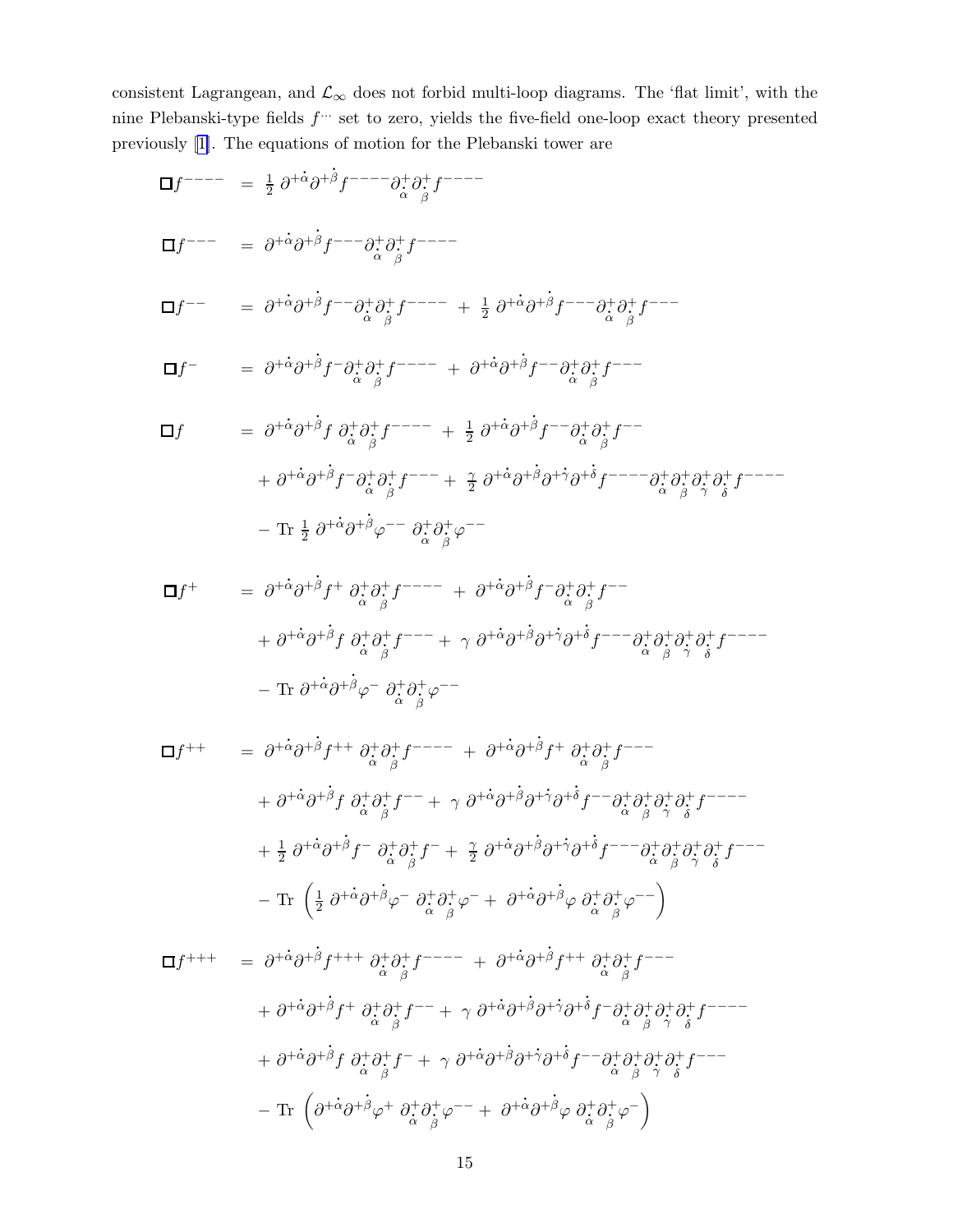consistent Lagrangean, and $\mathcal{L}_\infty$ does not forbid multi-loop diagrams. The 'flat limit', with the nine Plebanski-type fields $f^{\cdots}$ set to zero, yields the five-field one-loop exact theory presented previously [1]. The equations of motion for the Plebanski tower are

$$
\begin{aligned}
\Box f^{----} \;&=\; \tfrac{1}{2}\,\partial^{+\dot\alpha}\partial^{+\dot\beta} f^{----}\partial^{+}_{\dot\alpha}\partial^{+}_{\dot\beta} f^{----} \\[2ex]
\Box f^{---} \;&=\; \partial^{+\dot\alpha}\partial^{+\dot\beta} f^{---}\partial^{+}_{\dot\alpha}\partial^{+}_{\dot\beta} f^{----} \\[2ex]
\Box f^{--} \;&=\; \partial^{+\dot\alpha}\partial^{+\dot\beta} f^{--}\partial^{+}_{\dot\alpha}\partial^{+}_{\dot\beta} f^{----} \;+\; \tfrac{1}{2}\,\partial^{+\dot\alpha}\partial^{+\dot\beta} f^{---}\partial^{+}_{\dot\alpha}\partial^{+}_{\dot\beta} f^{---} \\[2ex]
\Box f^{-} \;&=\; \partial^{+\dot\alpha}\partial^{+\dot\beta} f^{-}\partial^{+}_{\dot\alpha}\partial^{+}_{\dot\beta} f^{----} \;+\; \partial^{+\dot\alpha}\partial^{+\dot\beta} f^{--}\partial^{+}_{\dot\alpha}\partial^{+}_{\dot\beta} f^{---} \\[2ex]
\Box f \;&=\; \partial^{+\dot\alpha}\partial^{+\dot\beta} f\;\partial^{+}_{\dot\alpha}\partial^{+}_{\dot\beta} f^{----} \;+\; \tfrac{1}{2}\,\partial^{+\dot\alpha}\partial^{+\dot\beta} f^{--}\partial^{+}_{\dot\alpha}\partial^{+}_{\dot\beta} f^{--} \\
&\quad+\; \partial^{+\dot\alpha}\partial^{+\dot\beta} f^{-}\partial^{+}_{\dot\alpha}\partial^{+}_{\dot\beta} f^{---} \;+\; \tfrac{\gamma}{2}\,\partial^{+\dot\alpha}\partial^{+\dot\beta}\partial^{+\dot\gamma}\partial^{+\dot\delta} f^{----}\partial^{+}_{\dot\alpha}\partial^{+}_{\dot\beta}\partial^{+}_{\dot\gamma}\partial^{+}_{\dot\delta} f^{----} \\
&\quad-\; \mathrm{Tr}\;\tfrac{1}{2}\,\partial^{+\dot\alpha}\partial^{+\dot\beta}\varphi^{--}\;\partial^{+}_{\dot\alpha}\partial^{+}_{\dot\beta}\varphi^{--} \\[2ex]
\Box f^{+} \;&=\; \partial^{+\dot\alpha}\partial^{+\dot\beta} f^{+}\;\partial^{+}_{\dot\alpha}\partial^{+}_{\dot\beta} f^{----} \;+\; \partial^{+\dot\alpha}\partial^{+\dot\beta} f^{-}\partial^{+}_{\dot\alpha}\partial^{+}_{\dot\beta} f^{--} \\
&\quad+\; \partial^{+\dot\alpha}\partial^{+\dot\beta} f\;\partial^{+}_{\dot\alpha}\partial^{+}_{\dot\beta} f^{---} \;+\; \gamma\;\partial^{+\dot\alpha}\partial^{+\dot\beta}\partial^{+\dot\gamma}\partial^{+\dot\delta} f^{---}\partial^{+}_{\dot\alpha}\partial^{+}_{\dot\beta}\partial^{+}_{\dot\gamma}\partial^{+}_{\dot\delta} f^{----} \\
&\quad-\; \mathrm{Tr}\;\partial^{+\dot\alpha}\partial^{+\dot\beta}\varphi^{-}\;\partial^{+}_{\dot\alpha}\partial^{+}_{\dot\beta}\varphi^{--} \\[2ex]
\Box f^{++} \;&=\; \partial^{+\dot\alpha}\partial^{+\dot\beta} f^{++}\;\partial^{+}_{\dot\alpha}\partial^{+}_{\dot\beta} f^{----} \;+\; \partial^{+\dot\alpha}\partial^{+\dot\beta} f^{+}\;\partial^{+}_{\dot\alpha}\partial^{+}_{\dot\beta} f^{---} \\
&\quad+\; \partial^{+\dot\alpha}\partial^{+\dot\beta} f\;\partial^{+}_{\dot\alpha}\partial^{+}_{\dot\beta} f^{--} \;+\; \gamma\;\partial^{+\dot\alpha}\partial^{+\dot\beta}\partial^{+\dot\gamma}\partial^{+\dot\delta} f^{--}\partial^{+}_{\dot\alpha}\partial^{+}_{\dot\beta}\partial^{+}_{\dot\gamma}\partial^{+}_{\dot\delta} f^{----} \\
&\quad+\; \tfrac{1}{2}\,\partial^{+\dot\alpha}\partial^{+\dot\beta} f^{-}\;\partial^{+}_{\dot\alpha}\partial^{+}_{\dot\beta} f^{-} \;+\; \tfrac{\gamma}{2}\,\partial^{+\dot\alpha}\partial^{+\dot\beta}\partial^{+\dot\gamma}\partial^{+\dot\delta} f^{---}\partial^{+}_{\dot\alpha}\partial^{+}_{\dot\beta}\partial^{+}_{\dot\gamma}\partial^{+}_{\dot\delta} f^{---} \\
&\quad-\; \mathrm{Tr}\;\left(\tfrac{1}{2}\,\partial^{+\dot\alpha}\partial^{+\dot\beta}\varphi^{-}\;\partial^{+}_{\dot\alpha}\partial^{+}_{\dot\beta}\varphi^{-} \;+\; \partial^{+\dot\alpha}\partial^{+\dot\beta}\varphi\;\partial^{+}_{\dot\alpha}\partial^{+}_{\dot\beta}\varphi^{--}\right) \\[2ex]
\Box f^{+++} \;&=\; \partial^{+\dot\alpha}\partial^{+\dot\beta} f^{+++}\;\partial^{+}_{\dot\alpha}\partial^{+}_{\dot\beta} f^{----} \;+\; \partial^{+\dot\alpha}\partial^{+\dot\beta} f^{++}\;\partial^{+}_{\dot\alpha}\partial^{+}_{\dot\beta} f^{---} \\
&\quad+\; \partial^{+\dot\alpha}\partial^{+\dot\beta} f^{+}\;\partial^{+}_{\dot\alpha}\partial^{+}_{\dot\beta} f^{--} \;+\; \gamma\;\partial^{+\dot\alpha}\partial^{+\dot\beta}\partial^{+\dot\gamma}\partial^{+\dot\delta} f^{-}\partial^{+}_{\dot\alpha}\partial^{+}_{\dot\beta}\partial^{+}_{\dot\gamma}\partial^{+}_{\dot\delta} f^{----} \\
&\quad+\; \partial^{+\dot\alpha}\partial^{+\dot\beta} f\;\partial^{+}_{\dot\alpha}\partial^{+}_{\dot\beta} f^{-} \;+\; \gamma\;\partial^{+\dot\alpha}\partial^{+\dot\beta}\partial^{+\dot\gamma}\partial^{+\dot\delta} f^{--}\partial^{+}_{\dot\alpha}\partial^{+}_{\dot\beta}\partial^{+}_{\dot\gamma}\partial^{+}_{\dot\delta} f^{---} \\
&\quad-\; \mathrm{Tr}\;\left(\partial^{+\dot\alpha}\partial^{+\dot\beta}\varphi^{+}\;\partial^{+}_{\dot\alpha}\partial^{+}_{\dot\beta}\varphi^{--} \;+\; \partial^{+\dot\alpha}\partial^{+\dot\beta}\varphi\;\partial^{+}_{\dot\alpha}\partial^{+}_{\dot\beta}\varphi^{-}\right)
\end{aligned}
$$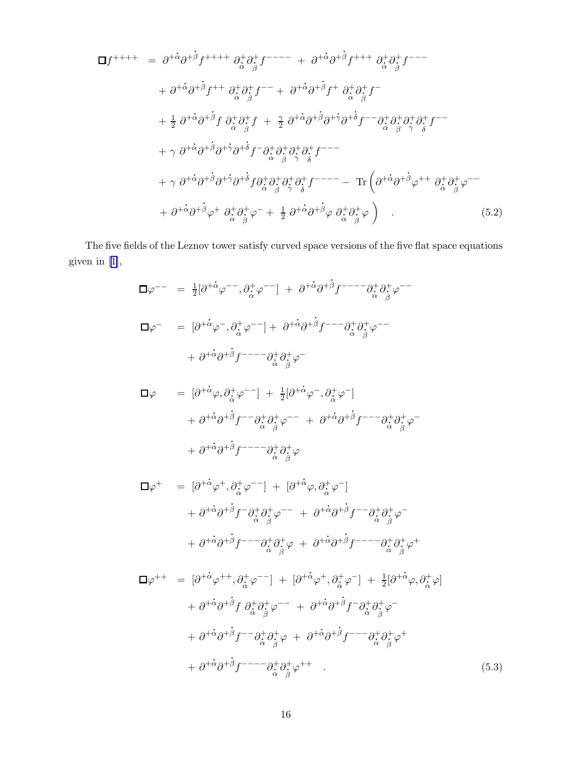$$
\begin{aligned}
\Box f^{++++} \;=\;& \partial^{+\dot\alpha}\partial^{+\dot\beta} f^{++++}\, \partial^+_{\dot\alpha}\partial^+_{\dot\beta} f^{----} \;+\; \partial^{+\dot\alpha}\partial^{+\dot\beta} f^{+++}\, \partial^+_{\dot\alpha}\partial^+_{\dot\beta} f^{---} \\
&+ \partial^{+\dot\alpha}\partial^{+\dot\beta} f^{++}\, \partial^+_{\dot\alpha}\partial^+_{\dot\beta} f^{--} + \; \partial^{+\dot\alpha}\partial^{+\dot\beta} f^{+}\, \partial^+_{\dot\alpha}\partial^+_{\dot\beta} f^{-} \\
&+ \tfrac{1}{2}\, \partial^{+\dot\alpha}\partial^{+\dot\beta} f\, \partial^+_{\dot\alpha}\partial^+_{\dot\beta} f \;+\; \tfrac{\gamma}{2}\, \partial^{+\dot\alpha}\partial^{+\dot\beta}\partial^{+\dot\gamma}\partial^{+\dot\delta} f^{--} \partial^+_{\dot\alpha}\partial^+_{\dot\beta}\partial^+_{\dot\gamma}\partial^+_{\dot\delta} f^{--} \\
&+ \gamma\, \partial^{+\dot\alpha}\partial^{+\dot\beta}\partial^{+\dot\gamma}\partial^{+\dot\delta} f^{-} \partial^+_{\dot\alpha}\partial^+_{\dot\beta}\partial^+_{\dot\gamma}\partial^+_{\dot\delta} f^{---} \\
&+ \gamma\, \partial^{+\dot\alpha}\partial^{+\dot\beta}\partial^{+\dot\gamma}\partial^{+\dot\delta} f \partial^+_{\dot\alpha}\partial^+_{\dot\beta}\partial^+_{\dot\gamma}\partial^+_{\dot\delta} f^{----} - \;\mathrm{Tr}\Big( \partial^{+\dot\alpha}\partial^{+\dot\beta} \varphi^{++}\, \partial^+_{\dot\alpha}\partial^+_{\dot\beta} \varphi^{--} \\
&+ \partial^{+\dot\alpha}\partial^{+\dot\beta} \varphi^{+}\, \partial^+_{\dot\alpha}\partial^+_{\dot\beta} \varphi^{-} + \; \tfrac{1}{2}\, \partial^{+\dot\alpha}\partial^{+\dot\beta} \varphi\, \partial^+_{\dot\alpha}\partial^+_{\dot\beta} \varphi \Big) \quad .
\end{aligned} \tag{5.2}
$$

The five fields of the Leznov tower satisfy curved space versions of the five flat space equations given in [1],

$$
\begin{aligned}
\Box \varphi^{--} \;=\;& \tfrac{1}{2}[\partial^{+\dot\alpha}\varphi^{--}, \partial^+_{\dot\alpha}\varphi^{--}] \;+\; \partial^{+\dot\alpha}\partial^{+\dot\beta} f^{----} \partial^+_{\dot\alpha}\partial^+_{\dot\beta}\varphi^{--} \\[6pt]
\Box \varphi^{-} \;=\;& [\partial^{+\dot\alpha}\varphi^{-}, \partial^+_{\dot\alpha}\varphi^{--}] + \; \partial^{+\dot\alpha}\partial^{+\dot\beta} f^{---} \partial^+_{\dot\alpha}\partial^+_{\dot\beta}\varphi^{--} \\
&+ \partial^{+\dot\alpha}\partial^{+\dot\beta} f^{----} \partial^+_{\dot\alpha}\partial^+_{\dot\beta}\varphi^{-} \\[6pt]
\Box \varphi \;=\;& [\partial^{+\dot\alpha}\varphi, \partial^+_{\dot\alpha}\varphi^{--}] \;+\; \tfrac{1}{2}[\partial^{+\dot\alpha}\varphi^{-}, \partial^+_{\dot\alpha}\varphi^{-}] \\
&+ \partial^{+\dot\alpha}\partial^{+\dot\beta} f^{--} \partial^+_{\dot\alpha}\partial^+_{\dot\beta}\varphi^{--} \;+\; \partial^{+\dot\alpha}\partial^{+\dot\beta} f^{---} \partial^+_{\dot\alpha}\partial^+_{\dot\beta}\varphi^{-} \\
&+ \partial^{+\dot\alpha}\partial^{+\dot\beta} f^{----} \partial^+_{\dot\alpha}\partial^+_{\dot\beta}\varphi \\[6pt]
\Box \varphi^{+} \;=\;& [\partial^{+\dot\alpha}\varphi^{+}, \partial^+_{\dot\alpha}\varphi^{--}] \;+\; [\partial^{+\dot\alpha}\varphi, \partial^+_{\dot\alpha}\varphi^{-}] \\
&+ \partial^{+\dot\alpha}\partial^{+\dot\beta} f^{-} \partial^+_{\dot\alpha}\partial^+_{\dot\beta}\varphi^{--} \;+\; \partial^{+\dot\alpha}\partial^{+\dot\beta} f^{--} \partial^+_{\dot\alpha}\partial^+_{\dot\beta}\varphi^{-} \\
&+ \partial^{+\dot\alpha}\partial^{+\dot\beta} f^{---} \partial^+_{\dot\alpha}\partial^+_{\dot\beta}\varphi \;+\; \partial^{+\dot\alpha}\partial^{+\dot\beta} f^{----} \partial^+_{\dot\alpha}\partial^+_{\dot\beta}\varphi^{+} \\[6pt]
\Box \varphi^{++} \;=\;& [\partial^{+\dot\alpha}\varphi^{++}, \partial^+_{\dot\alpha}\varphi^{--}] \;+\; [\partial^{+\dot\alpha}\varphi^{+}, \partial^+_{\dot\alpha}\varphi^{-}] \;+\; \tfrac{1}{2}[\partial^{+\dot\alpha}\varphi, \partial^+_{\dot\alpha}\varphi] \\
&+ \partial^{+\dot\alpha}\partial^{+\dot\beta} f\, \partial^+_{\dot\alpha}\partial^+_{\dot\beta}\varphi^{--} \;+\; \partial^{+\dot\alpha}\partial^{+\dot\beta} f^{-} \partial^+_{\dot\alpha}\partial^+_{\dot\beta}\varphi^{-} \\
&+ \partial^{+\dot\alpha}\partial^{+\dot\beta} f^{--} \partial^+_{\dot\alpha}\partial^+_{\dot\beta}\varphi \;+\; \partial^{+\dot\alpha}\partial^{+\dot\beta} f^{---} \partial^+_{\dot\alpha}\partial^+_{\dot\beta}\varphi^{+} \\
&+ \partial^{+\dot\alpha}\partial^{+\dot\beta} f^{----} \partial^+_{\dot\alpha}\partial^+_{\dot\beta}\varphi^{++} \quad .
\end{aligned} \tag{5.3}
$$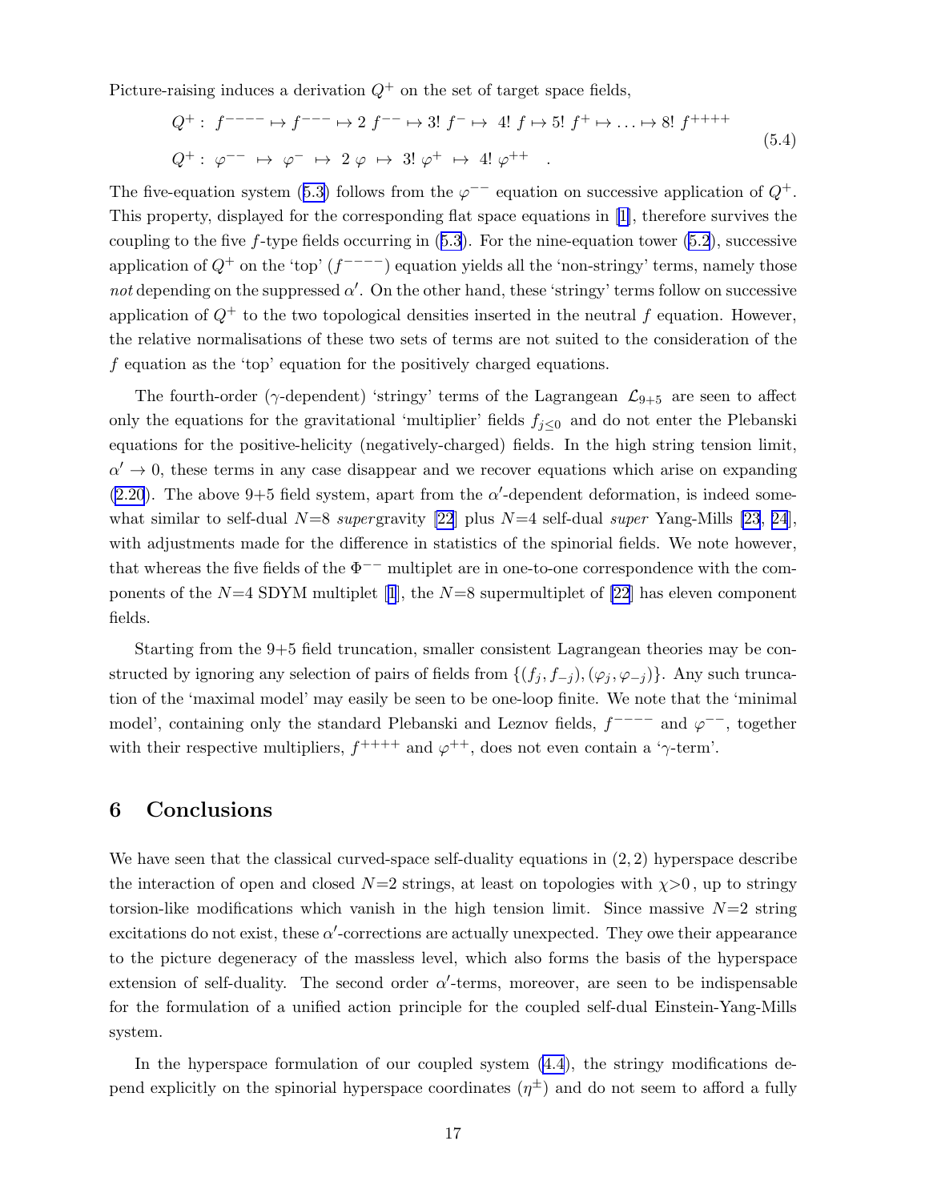Picture-raising induces a derivation $Q^+$ on the set of target space fields,

$$
\begin{aligned}
&Q^+ : \; f^{----} \mapsto f^{---} \mapsto 2\; f^{--} \mapsto 3!\; f^- \mapsto \; 4!\; f \mapsto 5!\; f^+ \mapsto \ldots \mapsto 8!\; f^{++++} \\
&Q^+ : \; \varphi^{--} \; \mapsto \; \varphi^- \; \mapsto \; 2\, \varphi \; \mapsto \; 3!\, \varphi^+ \; \mapsto \; 4!\, \varphi^{++} \quad .
\end{aligned}
\tag{5.4}
$$

The five-equation system (5.3) follows from the $\varphi^{--}$ equation on successive application of $Q^+$. This property, displayed for the corresponding flat space equations in [1], therefore survives the coupling to the five $f$-type fields occurring in (5.3). For the nine-equation tower (5.2), successive application of $Q^+$ on the 'top' ($f^{----}$) equation yields all the 'non-stringy' terms, namely those *not* depending on the suppressed $\alpha'$. On the other hand, these 'stringy' terms follow on successive application of $Q^+$ to the two topological densities inserted in the neutral $f$ equation. However, the relative normalisations of these two sets of terms are not suited to the consideration of the $f$ equation as the 'top' equation for the positively charged equations.

The fourth-order ($\gamma$-dependent) 'stringy' terms of the Lagrangean $\mathcal{L}_{9+5}$ are seen to affect only the equations for the gravitational 'multiplier' fields $f_{j\leq 0}$ and do not enter the Plebanski equations for the positive-helicity (negatively-charged) fields. In the high string tension limit, $\alpha' \to 0$, these terms in any case disappear and we recover equations which arise on expanding (2.20). The above 9+5 field system, apart from the $\alpha'$-dependent deformation, is indeed somewhat similar to self-dual $N$=8 *super*gravity [22] plus $N$=4 self-dual *super* Yang-Mills [23, 24], with adjustments made for the difference in statistics of the spinorial fields. We note however, that whereas the five fields of the $\Phi^{--}$ multiplet are in one-to-one correspondence with the components of the $N$=4 SDYM multiplet [1], the $N$=8 supermultiplet of [22] has eleven component fields.

Starting from the 9+5 field truncation, smaller consistent Lagrangean theories may be constructed by ignoring any selection of pairs of fields from $\{(f_j, f_{-j}), (\varphi_j, \varphi_{-j})\}$. Any such truncation of the 'maximal model' may easily be seen to be one-loop finite. We note that the 'minimal model', containing only the standard Plebanski and Leznov fields, $f^{----}$ and $\varphi^{--}$, together with their respective multipliers, $f^{++++}$ and $\varphi^{++}$, does not even contain a '$\gamma$-term'.

## 6 Conclusions

We have seen that the classical curved-space self-duality equations in $(2,2)$ hyperspace describe the interaction of open and closed $N$=2 strings, at least on topologies with $\chi>0$, up to stringy torsion-like modifications which vanish in the high tension limit. Since massive $N$=2 string excitations do not exist, these $\alpha'$-corrections are actually unexpected. They owe their appearance to the picture degeneracy of the massless level, which also forms the basis of the hyperspace extension of self-duality. The second order $\alpha'$-terms, moreover, are seen to be indispensable for the formulation of a unified action principle for the coupled self-dual Einstein-Yang-Mills system.

In the hyperspace formulation of our coupled system (4.4), the stringy modifications depend explicitly on the spinorial hyperspace coordinates ($\eta^{\pm}$) and do not seem to afford a fully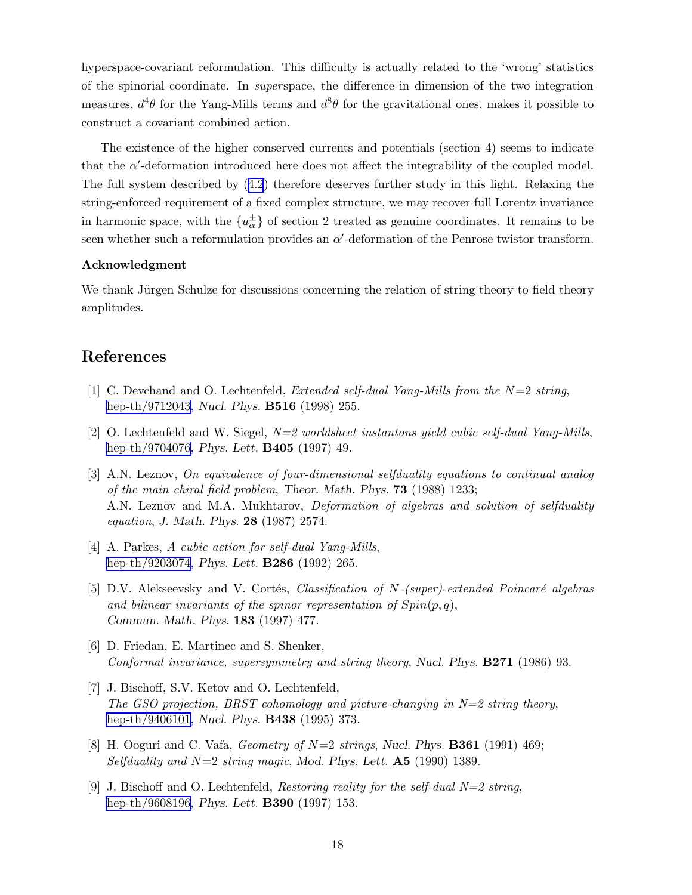hyperspace-covariant reformulation. This difficulty is actually related to the 'wrong' statistics of the spinorial coordinate. In *super*space, the difference in dimension of the two integration measures, $d^4\theta$ for the Yang-Mills terms and $d^8\theta$ for the gravitational ones, makes it possible to construct a covariant combined action.

The existence of the higher conserved currents and potentials (section 4) seems to indicate that the $\alpha'$-deformation introduced here does not affect the integrability of the coupled model. The full system described by (4.2) therefore deserves further study in this light. Relaxing the string-enforced requirement of a fixed complex structure, we may recover full Lorentz invariance in harmonic space, with the $\{u^{\pm}_{\alpha}\}$ of section 2 treated as genuine coordinates. It remains to be seen whether such a reformulation provides an $\alpha'$-deformation of the Penrose twistor transform.

### Acknowledgment

We thank Jürgen Schulze for discussions concerning the relation of string theory to field theory amplitudes.

## References

[1] C. Devchand and O. Lechtenfeld, *Extended self-dual Yang-Mills from the N=2 string*, hep-th/9712043, *Nucl. Phys.* **B516** (1998) 255.

[2] O. Lechtenfeld and W. Siegel, *N=2 worldsheet instantons yield cubic self-dual Yang-Mills*, hep-th/9704076, *Phys. Lett.* **B405** (1997) 49.

[3] A.N. Leznov, *On equivalence of four-dimensional selfduality equations to continual analog of the main chiral field problem*, Theor. Math. Phys. **73** (1988) 1233;
A.N. Leznov and M.A. Mukhtarov, *Deformation of algebras and solution of selfduality equation*, J. Math. Phys. **28** (1987) 2574.

[4] A. Parkes, *A cubic action for self-dual Yang-Mills*, hep-th/9203074, *Phys. Lett.* **B286** (1992) 265.

[5] D.V. Alekseevsky and V. Cortés, *Classification of N-(super)-extended Poincaré algebras and bilinear invariants of the spinor representation of Spin(p,q)*, Commun. Math. Phys. **183** (1997) 477.

[6] D. Friedan, E. Martinec and S. Shenker, *Conformal invariance, supersymmetry and string theory*, Nucl. Phys. **B271** (1986) 93.

[7] J. Bischoff, S.V. Ketov and O. Lechtenfeld, *The GSO projection, BRST cohomology and picture-changing in N=2 string theory*, hep-th/9406101, *Nucl. Phys.* **B438** (1995) 373.

[8] H. Ooguri and C. Vafa, *Geometry of N=2 strings*, Nucl. Phys. **B361** (1991) 469; *Selfduality and N=2 string magic*, Mod. Phys. Lett. **A5** (1990) 1389.

[9] J. Bischoff and O. Lechtenfeld, *Restoring reality for the self-dual N=2 string*, hep-th/9608196, *Phys. Lett.* **B390** (1997) 153.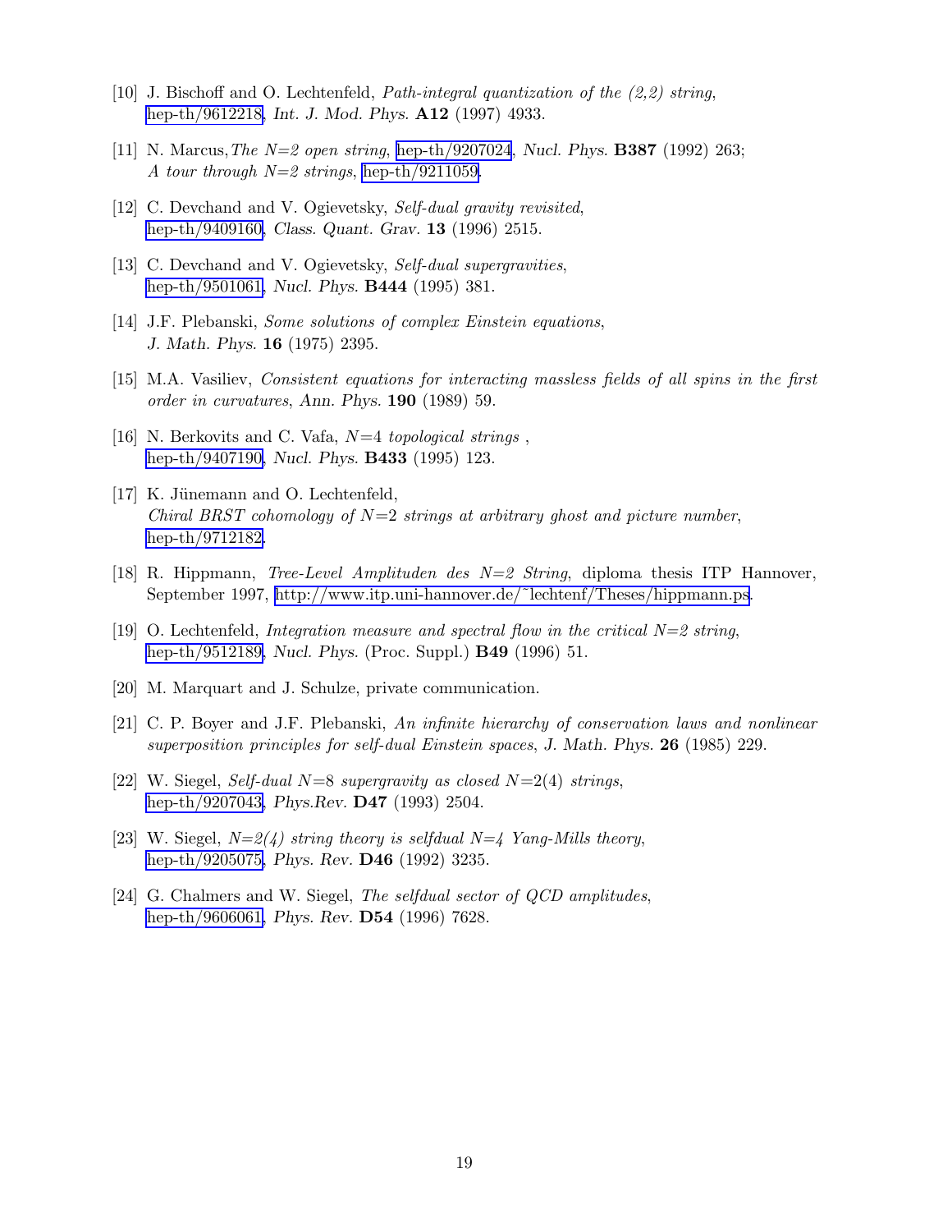[10] J. Bischoff and O. Lechtenfeld, *Path-integral quantization of the (2,2) string*, hep-th/9612218, *Int. J. Mod. Phys.* **A12** (1997) 4933.

[11] N. Marcus, *The N=2 open string*, hep-th/9207024, *Nucl. Phys.* **B387** (1992) 263; *A tour through N=2 strings*, hep-th/9211059.

[12] C. Devchand and V. Ogievetsky, *Self-dual gravity revisited*, hep-th/9409160, *Class. Quant. Grav.* **13** (1996) 2515.

[13] C. Devchand and V. Ogievetsky, *Self-dual supergravities*, hep-th/9501061, *Nucl. Phys.* **B444** (1995) 381.

[14] J.F. Plebanski, *Some solutions of complex Einstein equations*, *J. Math. Phys.* **16** (1975) 2395.

[15] M.A. Vasiliev, *Consistent equations for interacting massless fields of all spins in the first order in curvatures*, *Ann. Phys.* **190** (1989) 59.

[16] N. Berkovits and C. Vafa, *N=4 topological strings* , hep-th/9407190, *Nucl. Phys.* **B433** (1995) 123.

[17] K. Jünemann and O. Lechtenfeld, *Chiral BRST cohomology of N=2 strings at arbitrary ghost and picture number*, hep-th/9712182.

[18] R. Hippmann, *Tree-Level Amplituden des N=2 String*, diploma thesis ITP Hannover, September 1997, http://www.itp.uni-hannover.de/~lechtenf/Theses/hippmann.ps.

[19] O. Lechtenfeld, *Integration measure and spectral flow in the critical N=2 string*, hep-th/9512189, *Nucl. Phys.* (Proc. Suppl.) **B49** (1996) 51.

[20] M. Marquart and J. Schulze, private communication.

[21] C. P. Boyer and J.F. Plebanski, *An infinite hierarchy of conservation laws and nonlinear superposition principles for self-dual Einstein spaces*, *J. Math. Phys.* **26** (1985) 229.

[22] W. Siegel, *Self-dual N=8 supergravity as closed N=2(4) strings*, hep-th/9207043, *Phys.Rev.* **D47** (1993) 2504.

[23] W. Siegel, *N=2(4) string theory is selfdual N=4 Yang-Mills theory*, hep-th/9205075, *Phys. Rev.* **D46** (1992) 3235.

[24] G. Chalmers and W. Siegel, *The selfdual sector of QCD amplitudes*, hep-th/9606061, *Phys. Rev.* **D54** (1996) 7628.